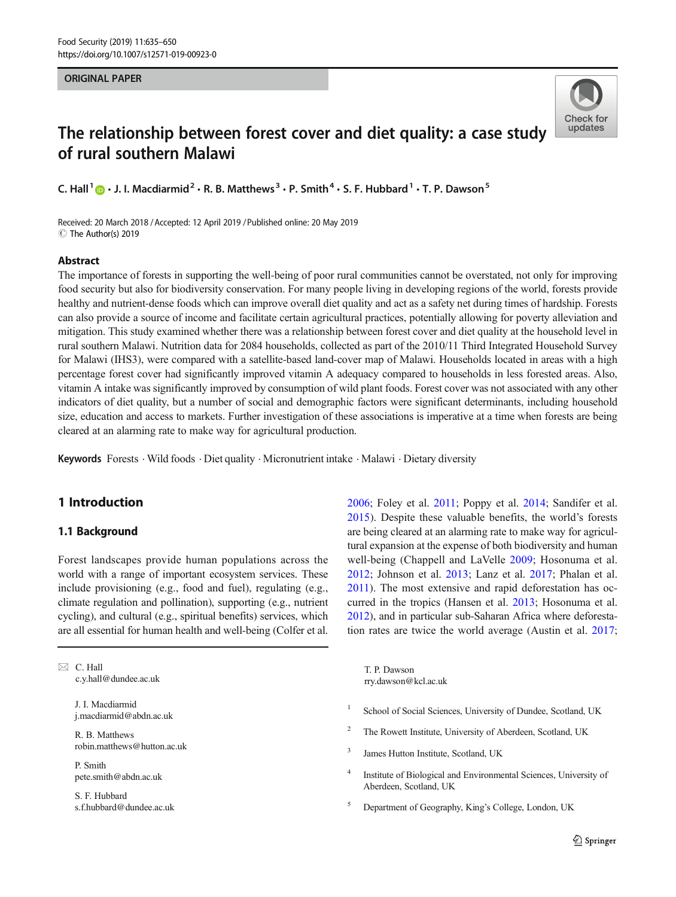ORIGINAL PAPER

# The relationship between forest cover and diet quality: a case study of rural southern Malawi

C. Hall[1] · J. I. Macdiarmid[2] · R. B. Matthews[3] · P. Smith[4] · S. F. Hubbard[1] · T. P. Dawson[5]

Received: 20 March 2018 / Accepted: 12 April 2019 / Published online: 20 May 2019
© The Author(s) 2019

## Abstract

The importance of forests in supporting the well-being of poor rural communities cannot be overstated, not only for improving food security but also for biodiversity conservation. For many people living in developing regions of the world, forests provide healthy and nutrient-dense foods which can improve overall diet quality and act as a safety net during times of hardship. Forests can also provide a source of income and facilitate certain agricultural practices, potentially allowing for poverty alleviation and mitigation. This study examined whether there was a relationship between forest cover and diet quality at the household level in rural southern Malawi. Nutrition data for 2084 households, collected as part of the 2010/11 Third Integrated Household Survey for Malawi (IHS3), were compared with a satellite-based land-cover map of Malawi. Households located in areas with a high percentage forest cover had significantly improved vitamin A adequacy compared to households in less forested areas. Also, vitamin A intake was significantly improved by consumption of wild plant foods. Forest cover was not associated with any other indicators of diet quality, but a number of social and demographic factors were significant determinants, including household size, education and access to markets. Further investigation of these associations is imperative at a time when forests are being cleared at an alarming rate to make way for agricultural production.

**Keywords** Forests · Wild foods · Diet quality · Micronutrient intake · Malawi · Dietary diversity

## 1 Introduction

### 1.1 Background

Forest landscapes provide human populations across the world with a range of important ecosystem services. These include provisioning (e.g., food and fuel), regulating (e.g., climate regulation and pollination), supporting (e.g., nutrient cycling), and cultural (e.g., spiritual benefits) services, which are all essential for human health and well-being (Colfer et al. 2006; Foley et al. 2011; Poppy et al. 2014; Sandifer et al. 2015). Despite these valuable benefits, the world's forests are being cleared at an alarming rate to make way for agricultural expansion at the expense of both biodiversity and human well-being (Chappell and LaVelle 2009; Hosonuma et al. 2012; Johnson et al. 2013; Lanz et al. 2017; Phalan et al. 2011). The most extensive and rapid deforestation has occurred in the tropics (Hansen et al. 2013; Hosonuma et al. 2012), and in particular sub-Saharan Africa where deforestation rates are twice the world average (Austin et al. 2017;

✉ C. Hall
c.y.hall@dundee.ac.uk

J. I. Macdiarmid
j.macdiarmid@abdn.ac.uk

R. B. Matthews
robin.matthews@hutton.ac.uk

P. Smith
pete.smith@abdn.ac.uk

S. F. Hubbard
s.f.hubbard@dundee.ac.uk

T. P. Dawson
rry.dawson@kcl.ac.uk

[1] School of Social Sciences, University of Dundee, Scotland, UK

[2] The Rowett Institute, University of Aberdeen, Scotland, UK

[3] James Hutton Institute, Scotland, UK

[4] Institute of Biological and Environmental Sciences, University of Aberdeen, Scotland, UK

[5] Department of Geography, King's College, London, UK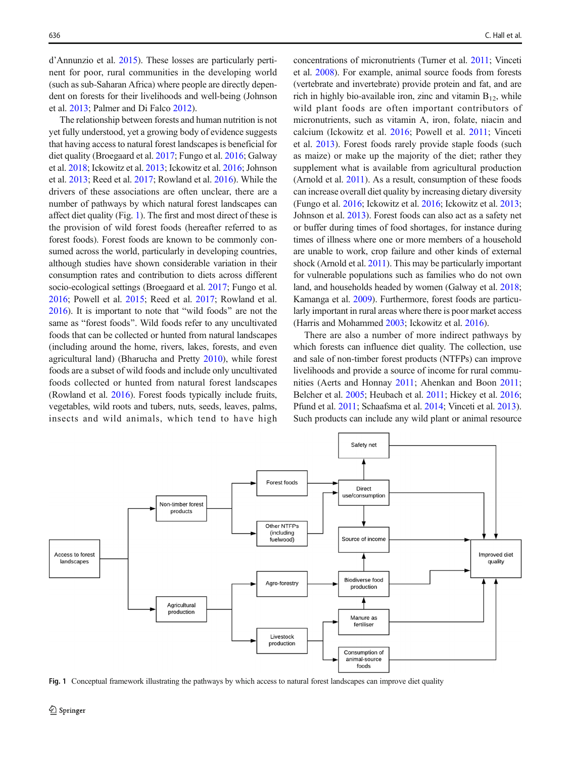d'Annunzio et al. 2015). These losses are particularly pertinent for poor, rural communities in the developing world (such as sub-Saharan Africa) where people are directly dependent on forests for their livelihoods and well-being (Johnson et al. 2013; Palmer and Di Falco 2012).

The relationship between forests and human nutrition is not yet fully understood, yet a growing body of evidence suggests that having access to natural forest landscapes is beneficial for diet quality (Broegaard et al. 2017; Fungo et al. 2016; Galway et al. 2018; Ickowitz et al. 2013; Ickowitz et al. 2016; Johnson et al. 2013; Reed et al. 2017; Rowland et al. 2016). While the drivers of these associations are often unclear, there are a number of pathways by which natural forest landscapes can affect diet quality (Fig. 1). The first and most direct of these is the provision of wild forest foods (hereafter referred to as forest foods). Forest foods are known to be commonly consumed across the world, particularly in developing countries, although studies have shown considerable variation in their consumption rates and contribution to diets across different socio-ecological settings (Broegaard et al. 2017; Fungo et al. 2016; Powell et al. 2015; Reed et al. 2017; Rowland et al. 2016). It is important to note that "wild foods" are not the same as "forest foods". Wild foods refer to any uncultivated foods that can be collected or hunted from natural landscapes (including around the home, rivers, lakes, forests, and even agricultural land) (Bharucha and Pretty 2010), while forest foods are a subset of wild foods and include only uncultivated foods collected or hunted from natural forest landscapes (Rowland et al. 2016). Forest foods typically include fruits, vegetables, wild roots and tubers, nuts, seeds, leaves, palms, insects and wild animals, which tend to have high concentrations of micronutrients (Turner et al. 2011; Vinceti et al. 2008). For example, animal source foods from forests (vertebrate and invertebrate) provide protein and fat, and are rich in highly bio-available iron, zinc and vitamin $B_{12}$, while wild plant foods are often important contributors of micronutrients, such as vitamin A, iron, folate, niacin and calcium (Ickowitz et al. 2016; Powell et al. 2011; Vinceti et al. 2013). Forest foods rarely provide staple foods (such as maize) or make up the majority of the diet; rather they supplement what is available from agricultural production (Arnold et al. 2011). As a result, consumption of these foods can increase overall diet quality by increasing dietary diversity (Fungo et al. 2016; Ickowitz et al. 2016; Ickowitz et al. 2013; Johnson et al. 2013). Forest foods can also act as a safety net or buffer during times of food shortages, for instance during times of illness where one or more members of a household are unable to work, crop failure and other kinds of external shock (Arnold et al. 2011). This may be particularly important for vulnerable populations such as families who do not own land, and households headed by women (Galway et al. 2018; Kamanga et al. 2009). Furthermore, forest foods are particularly important in rural areas where there is poor market access (Harris and Mohammed 2003; Ickowitz et al. 2016).

There are also a number of more indirect pathways by which forests can influence diet quality. The collection, use and sale of non-timber forest products (NTFPs) can improve livelihoods and provide a source of income for rural communities (Aerts and Honnay 2011; Ahenkan and Boon 2011; Belcher et al. 2005; Heubach et al. 2011; Hickey et al. 2016; Pfund et al. 2011; Schaafsma et al. 2014; Vinceti et al. 2013). Such products can include any wild plant or animal resource

Fig. 1 Conceptual framework illustrating the pathways by which access to natural forest landscapes can improve diet quality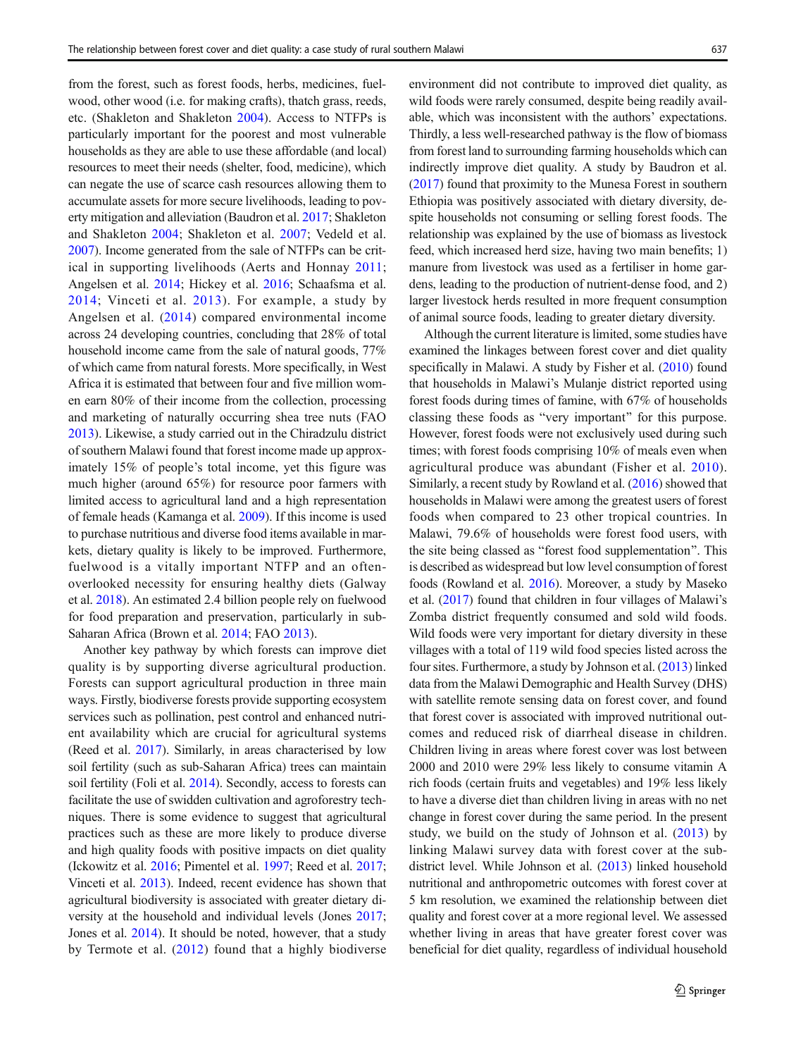from the forest, such as forest foods, herbs, medicines, fuelwood, other wood (i.e. for making crafts), thatch grass, reeds, etc. (Shakleton and Shakleton 2004). Access to NTFPs is particularly important for the poorest and most vulnerable households as they are able to use these affordable (and local) resources to meet their needs (shelter, food, medicine), which can negate the use of scarce cash resources allowing them to accumulate assets for more secure livelihoods, leading to poverty mitigation and alleviation (Baudron et al. 2017; Shakleton and Shakleton 2004; Shakleton et al. 2007; Vedeld et al. 2007). Income generated from the sale of NTFPs can be critical in supporting livelihoods (Aerts and Honnay 2011; Angelsen et al. 2014; Hickey et al. 2016; Schaafsma et al. 2014; Vinceti et al. 2013). For example, a study by Angelsen et al. (2014) compared environmental income across 24 developing countries, concluding that 28% of total household income came from the sale of natural goods, 77% of which came from natural forests. More specifically, in West Africa it is estimated that between four and five million women earn 80% of their income from the collection, processing and marketing of naturally occurring shea tree nuts (FAO 2013). Likewise, a study carried out in the Chiradzulu district of southern Malawi found that forest income made up approximately 15% of people's total income, yet this figure was much higher (around 65%) for resource poor farmers with limited access to agricultural land and a high representation of female heads (Kamanga et al. 2009). If this income is used to purchase nutritious and diverse food items available in markets, dietary quality is likely to be improved. Furthermore, fuelwood is a vitally important NTFP and an often-overlooked necessity for ensuring healthy diets (Galway et al. 2018). An estimated 2.4 billion people rely on fuelwood for food preparation and preservation, particularly in sub-Saharan Africa (Brown et al. 2014; FAO 2013).

Another key pathway by which forests can improve diet quality is by supporting diverse agricultural production. Forests can support agricultural production in three main ways. Firstly, biodiverse forests provide supporting ecosystem services such as pollination, pest control and enhanced nutrient availability which are crucial for agricultural systems (Reed et al. 2017). Similarly, in areas characterised by low soil fertility (such as sub-Saharan Africa) trees can maintain soil fertility (Foli et al. 2014). Secondly, access to forests can facilitate the use of swidden cultivation and agroforestry techniques. There is some evidence to suggest that agricultural practices such as these are more likely to produce diverse and high quality foods with positive impacts on diet quality (Ickowitz et al. 2016; Pimentel et al. 1997; Reed et al. 2017; Vinceti et al. 2013). Indeed, recent evidence has shown that agricultural biodiversity is associated with greater dietary diversity at the household and individual levels (Jones 2017; Jones et al. 2014). It should be noted, however, that a study by Termote et al. (2012) found that a highly biodiverse environment did not contribute to improved diet quality, as wild foods were rarely consumed, despite being readily available, which was inconsistent with the authors' expectations. Thirdly, a less well-researched pathway is the flow of biomass from forest land to surrounding farming households which can indirectly improve diet quality. A study by Baudron et al. (2017) found that proximity to the Munesa Forest in southern Ethiopia was positively associated with dietary diversity, despite households not consuming or selling forest foods. The relationship was explained by the use of biomass as livestock feed, which increased herd size, having two main benefits; 1) manure from livestock was used as a fertiliser in home gardens, leading to the production of nutrient-dense food, and 2) larger livestock herds resulted in more frequent consumption of animal source foods, leading to greater dietary diversity.

Although the current literature is limited, some studies have examined the linkages between forest cover and diet quality specifically in Malawi. A study by Fisher et al. (2010) found that households in Malawi's Mulanje district reported using forest foods during times of famine, with 67% of households classing these foods as "very important" for this purpose. However, forest foods were not exclusively used during such times; with forest foods comprising 10% of meals even when agricultural produce was abundant (Fisher et al. 2010). Similarly, a recent study by Rowland et al. (2016) showed that households in Malawi were among the greatest users of forest foods when compared to 23 other tropical countries. In Malawi, 79.6% of households were forest food users, with the site being classed as "forest food supplementation". This is described as widespread but low level consumption of forest foods (Rowland et al. 2016). Moreover, a study by Maseko et al. (2017) found that children in four villages of Malawi's Zomba district frequently consumed and sold wild foods. Wild foods were very important for dietary diversity in these villages with a total of 119 wild food species listed across the four sites. Furthermore, a study by Johnson et al. (2013) linked data from the Malawi Demographic and Health Survey (DHS) with satellite remote sensing data on forest cover, and found that forest cover is associated with improved nutritional outcomes and reduced risk of diarrheal disease in children. Children living in areas where forest cover was lost between 2000 and 2010 were 29% less likely to consume vitamin A rich foods (certain fruits and vegetables) and 19% less likely to have a diverse diet than children living in areas with no net change in forest cover during the same period. In the present study, we build on the study of Johnson et al. (2013) by linking Malawi survey data with forest cover at the sub-district level. While Johnson et al. (2013) linked household nutritional and anthropometric outcomes with forest cover at 5 km resolution, we examined the relationship between diet quality and forest cover at a more regional level. We assessed whether living in areas that have greater forest cover was beneficial for diet quality, regardless of individual household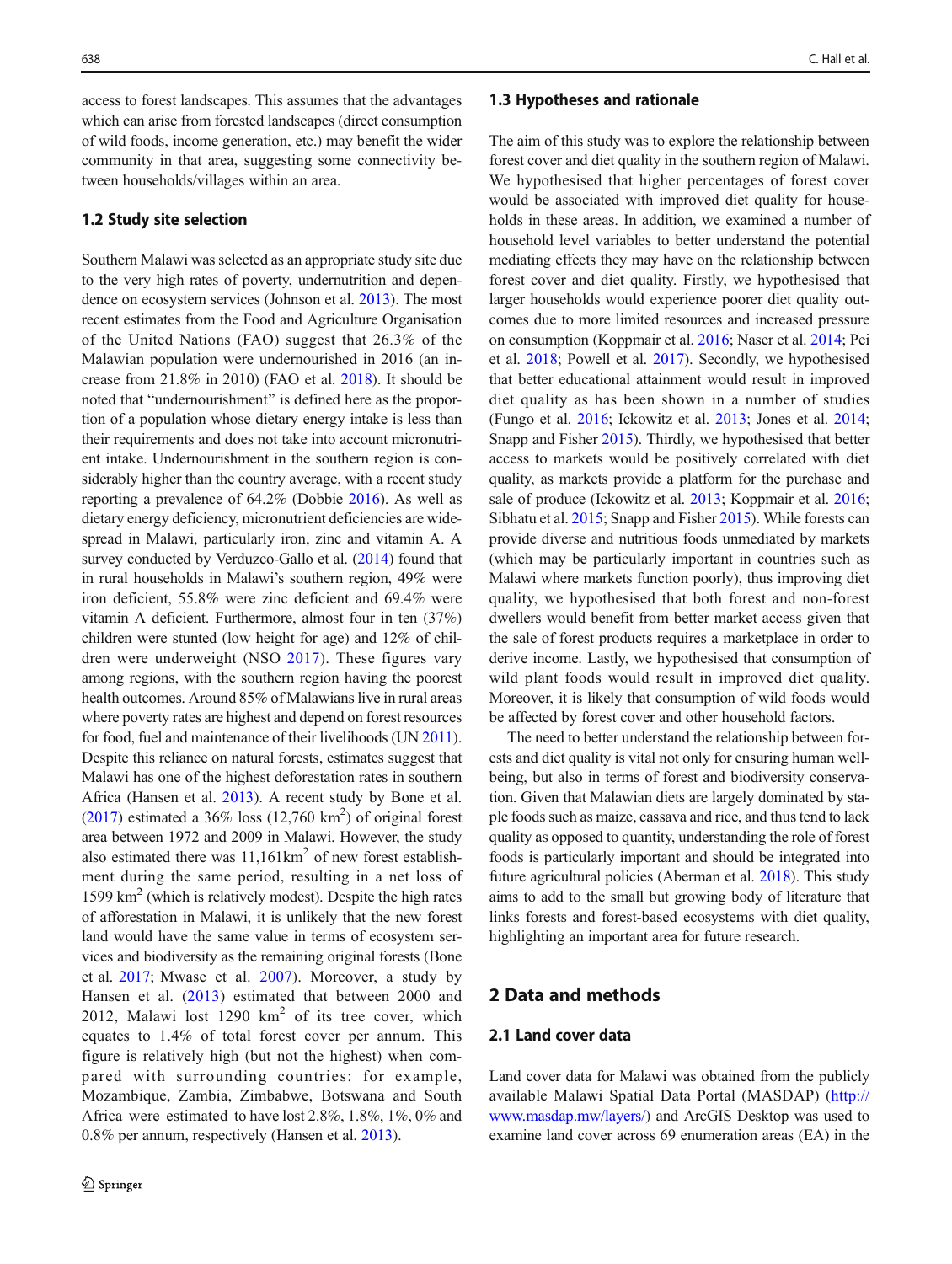access to forest landscapes. This assumes that the advantages which can arise from forested landscapes (direct consumption of wild foods, income generation, etc.) may benefit the wider community in that area, suggesting some connectivity between households/villages within an area.

### 1.2 Study site selection

Southern Malawi was selected as an appropriate study site due to the very high rates of poverty, undernutrition and dependence on ecosystem services (Johnson et al. 2013). The most recent estimates from the Food and Agriculture Organisation of the United Nations (FAO) suggest that 26.3% of the Malawian population were undernourished in 2016 (an increase from 21.8% in 2010) (FAO et al. 2018). It should be noted that "undernourishment" is defined here as the proportion of a population whose dietary energy intake is less than their requirements and does not take into account micronutrient intake. Undernourishment in the southern region is considerably higher than the country average, with a recent study reporting a prevalence of 64.2% (Dobbie 2016). As well as dietary energy deficiency, micronutrient deficiencies are widespread in Malawi, particularly iron, zinc and vitamin A. A survey conducted by Verduzco-Gallo et al. (2014) found that in rural households in Malawi's southern region, 49% were iron deficient, 55.8% were zinc deficient and 69.4% were vitamin A deficient. Furthermore, almost four in ten (37%) children were stunted (low height for age) and 12% of children were underweight (NSO 2017). These figures vary among regions, with the southern region having the poorest health outcomes. Around 85% of Malawians live in rural areas where poverty rates are highest and depend on forest resources for food, fuel and maintenance of their livelihoods (UN 2011). Despite this reliance on natural forests, estimates suggest that Malawi has one of the highest deforestation rates in southern Africa (Hansen et al. 2013). A recent study by Bone et al. (2017) estimated a 36% loss (12,760 km$^2$) of original forest area between 1972 and 2009 in Malawi. However, the study also estimated there was 11,161km$^2$ of new forest establishment during the same period, resulting in a net loss of 1599 km$^2$ (which is relatively modest). Despite the high rates of afforestation in Malawi, it is unlikely that the new forest land would have the same value in terms of ecosystem services and biodiversity as the remaining original forests (Bone et al. 2017; Mwase et al. 2007). Moreover, a study by Hansen et al. (2013) estimated that between 2000 and 2012, Malawi lost 1290 km$^2$ of its tree cover, which equates to 1.4% of total forest cover per annum. This figure is relatively high (but not the highest) when compared with surrounding countries: for example, Mozambique, Zambia, Zimbabwe, Botswana and South Africa were estimated to have lost 2.8%, 1.8%, 1%, 0% and 0.8% per annum, respectively (Hansen et al. 2013).

### 1.3 Hypotheses and rationale

The aim of this study was to explore the relationship between forest cover and diet quality in the southern region of Malawi. We hypothesised that higher percentages of forest cover would be associated with improved diet quality for households in these areas. In addition, we examined a number of household level variables to better understand the potential mediating effects they may have on the relationship between forest cover and diet quality. Firstly, we hypothesised that larger households would experience poorer diet quality outcomes due to more limited resources and increased pressure on consumption (Koppmair et al. 2016; Naser et al. 2014; Pei et al. 2018; Powell et al. 2017). Secondly, we hypothesised that better educational attainment would result in improved diet quality as has been shown in a number of studies (Fungo et al. 2016; Ickowitz et al. 2013; Jones et al. 2014; Snapp and Fisher 2015). Thirdly, we hypothesised that better access to markets would be positively correlated with diet quality, as markets provide a platform for the purchase and sale of produce (Ickowitz et al. 2013; Koppmair et al. 2016; Sibhatu et al. 2015; Snapp and Fisher 2015). While forests can provide diverse and nutritious foods unmediated by markets (which may be particularly important in countries such as Malawi where markets function poorly), thus improving diet quality, we hypothesised that both forest and non-forest dwellers would benefit from better market access given that the sale of forest products requires a marketplace in order to derive income. Lastly, we hypothesised that consumption of wild plant foods would result in improved diet quality. Moreover, it is likely that consumption of wild foods would be affected by forest cover and other household factors.

The need to better understand the relationship between forests and diet quality is vital not only for ensuring human wellbeing, but also in terms of forest and biodiversity conservation. Given that Malawian diets are largely dominated by staple foods such as maize, cassava and rice, and thus tend to lack quality as opposed to quantity, understanding the role of forest foods is particularly important and should be integrated into future agricultural policies (Aberman et al. 2018). This study aims to add to the small but growing body of literature that links forests and forest-based ecosystems with diet quality, highlighting an important area for future research.

## 2 Data and methods

### 2.1 Land cover data

Land cover data for Malawi was obtained from the publicly available Malawi Spatial Data Portal (MASDAP) (http://www.masdap.mw/layers/) and ArcGIS Desktop was used to examine land cover across 69 enumeration areas (EA) in the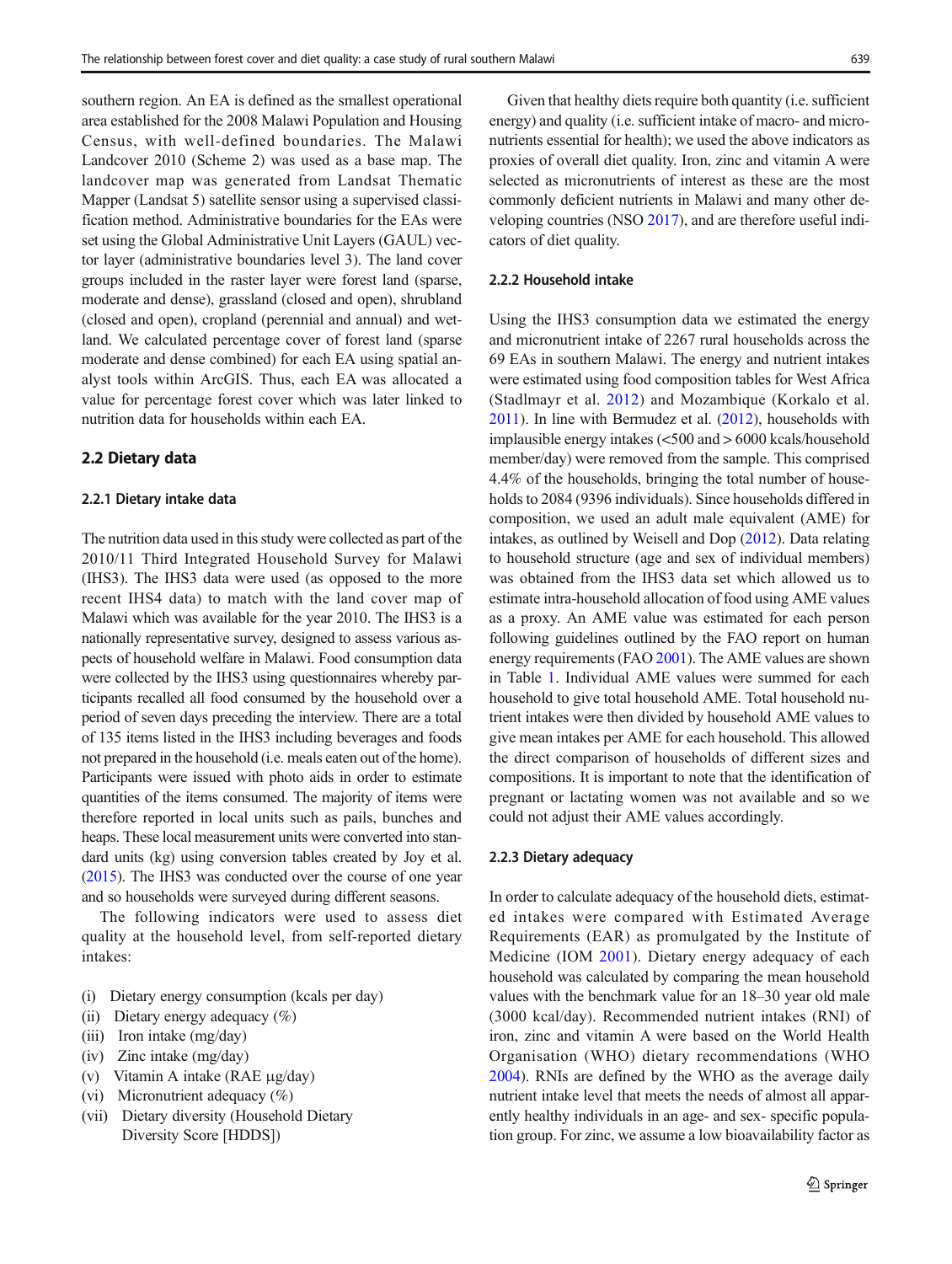southern region. An EA is defined as the smallest operational area established for the 2008 Malawi Population and Housing Census, with well-defined boundaries. The Malawi Landcover 2010 (Scheme 2) was used as a base map. The landcover map was generated from Landsat Thematic Mapper (Landsat 5) satellite sensor using a supervised classification method. Administrative boundaries for the EAs were set using the Global Administrative Unit Layers (GAUL) vector layer (administrative boundaries level 3). The land cover groups included in the raster layer were forest land (sparse, moderate and dense), grassland (closed and open), shrubland (closed and open), cropland (perennial and annual) and wetland. We calculated percentage cover of forest land (sparse moderate and dense combined) for each EA using spatial analyst tools within ArcGIS. Thus, each EA was allocated a value for percentage forest cover which was later linked to nutrition data for households within each EA.

## 2.2 Dietary data

### 2.2.1 Dietary intake data

The nutrition data used in this study were collected as part of the 2010/11 Third Integrated Household Survey for Malawi (IHS3). The IHS3 data were used (as opposed to the more recent IHS4 data) to match with the land cover map of Malawi which was available for the year 2010. The IHS3 is a nationally representative survey, designed to assess various aspects of household welfare in Malawi. Food consumption data were collected by the IHS3 using questionnaires whereby participants recalled all food consumed by the household over a period of seven days preceding the interview. There are a total of 135 items listed in the IHS3 including beverages and foods not prepared in the household (i.e. meals eaten out of the home). Participants were issued with photo aids in order to estimate quantities of the items consumed. The majority of items were therefore reported in local units such as pails, bunches and heaps. These local measurement units were converted into standard units (kg) using conversion tables created by Joy et al. (2015). The IHS3 was conducted over the course of one year and so households were surveyed during different seasons.

The following indicators were used to assess diet quality at the household level, from self-reported dietary intakes:

(i) Dietary energy consumption (kcals per day)
(ii) Dietary energy adequacy (%)
(iii) Iron intake (mg/day)
(iv) Zinc intake (mg/day)
(v) Vitamin A intake (RAE μg/day)
(vi) Micronutrient adequacy (%)
(vii) Dietary diversity (Household Dietary Diversity Score [HDDS])

Given that healthy diets require both quantity (i.e. sufficient energy) and quality (i.e. sufficient intake of macro- and micronutrients essential for health); we used the above indicators as proxies of overall diet quality. Iron, zinc and vitamin A were selected as micronutrients of interest as these are the most commonly deficient nutrients in Malawi and many other developing countries (NSO 2017), and are therefore useful indicators of diet quality.

### 2.2.2 Household intake

Using the IHS3 consumption data we estimated the energy and micronutrient intake of 2267 rural households across the 69 EAs in southern Malawi. The energy and nutrient intakes were estimated using food composition tables for West Africa (Stadlmayr et al. 2012) and Mozambique (Korkalo et al. 2011). In line with Bermudez et al. (2012), households with implausible energy intakes (<500 and > 6000 kcals/household member/day) were removed from the sample. This comprised 4.4% of the households, bringing the total number of households to 2084 (9396 individuals). Since households differed in composition, we used an adult male equivalent (AME) for intakes, as outlined by Weisell and Dop (2012). Data relating to household structure (age and sex of individual members) was obtained from the IHS3 data set which allowed us to estimate intra-household allocation of food using AME values as a proxy. An AME value was estimated for each person following guidelines outlined by the FAO report on human energy requirements (FAO 2001). The AME values are shown in Table 1. Individual AME values were summed for each household to give total household AME. Total household nutrient intakes were then divided by household AME values to give mean intakes per AME for each household. This allowed the direct comparison of households of different sizes and compositions. It is important to note that the identification of pregnant or lactating women was not available and so we could not adjust their AME values accordingly.

### 2.2.3 Dietary adequacy

In order to calculate adequacy of the household diets, estimated intakes were compared with Estimated Average Requirements (EAR) as promulgated by the Institute of Medicine (IOM 2001). Dietary energy adequacy of each household was calculated by comparing the mean household values with the benchmark value for an 18–30 year old male (3000 kcal/day). Recommended nutrient intakes (RNI) of iron, zinc and vitamin A were based on the World Health Organisation (WHO) dietary recommendations (WHO 2004). RNIs are defined by the WHO as the average daily nutrient intake level that meets the needs of almost all apparently healthy individuals in an age- and sex- specific population group. For zinc, we assume a low bioavailability factor as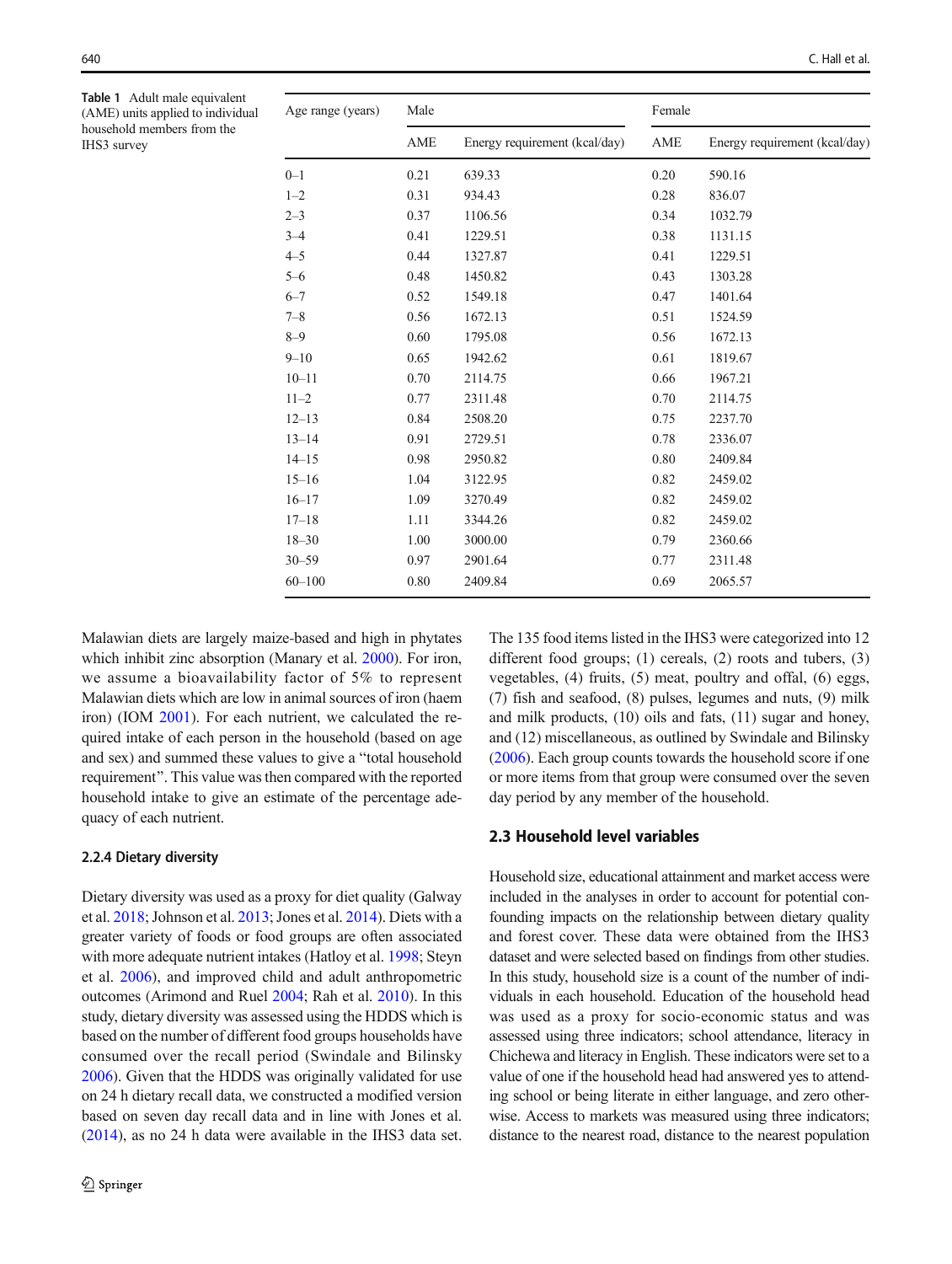**Table 1** Adult male equivalent (AME) units applied to individual household members from the IHS3 survey

| Age range (years) | Male | | Female | |
|---|---|---|---|---|
| | AME | Energy requirement (kcal/day) | AME | Energy requirement (kcal/day) |
| 0–1 | 0.21 | 639.33 | 0.20 | 590.16 |
| 1–2 | 0.31 | 934.43 | 0.28 | 836.07 |
| 2–3 | 0.37 | 1106.56 | 0.34 | 1032.79 |
| 3–4 | 0.41 | 1229.51 | 0.38 | 1131.15 |
| 4–5 | 0.44 | 1327.87 | 0.41 | 1229.51 |
| 5–6 | 0.48 | 1450.82 | 0.43 | 1303.28 |
| 6–7 | 0.52 | 1549.18 | 0.47 | 1401.64 |
| 7–8 | 0.56 | 1672.13 | 0.51 | 1524.59 |
| 8–9 | 0.60 | 1795.08 | 0.56 | 1672.13 |
| 9–10 | 0.65 | 1942.62 | 0.61 | 1819.67 |
| 10–11 | 0.70 | 2114.75 | 0.66 | 1967.21 |
| 11–2 | 0.77 | 2311.48 | 0.70 | 2114.75 |
| 12–13 | 0.84 | 2508.20 | 0.75 | 2237.70 |
| 13–14 | 0.91 | 2729.51 | 0.78 | 2336.07 |
| 14–15 | 0.98 | 2950.82 | 0.80 | 2409.84 |
| 15–16 | 1.04 | 3122.95 | 0.82 | 2459.02 |
| 16–17 | 1.09 | 3270.49 | 0.82 | 2459.02 |
| 17–18 | 1.11 | 3344.26 | 0.82 | 2459.02 |
| 18–30 | 1.00 | 3000.00 | 0.79 | 2360.66 |
| 30–59 | 0.97 | 2901.64 | 0.77 | 2311.48 |
| 60–100 | 0.80 | 2409.84 | 0.69 | 2065.57 |

Malawian diets are largely maize-based and high in phytates which inhibit zinc absorption (Manary et al. 2000). For iron, we assume a bioavailability factor of 5% to represent Malawian diets which are low in animal sources of iron (haem iron) (IOM 2001). For each nutrient, we calculated the required intake of each person in the household (based on age and sex) and summed these values to give a "total household requirement". This value was then compared with the reported household intake to give an estimate of the percentage adequacy of each nutrient.

#### 2.2.4 Dietary diversity

Dietary diversity was used as a proxy for diet quality (Galway et al. 2018; Johnson et al. 2013; Jones et al. 2014). Diets with a greater variety of foods or food groups are often associated with more adequate nutrient intakes (Hatloy et al. 1998; Steyn et al. 2006), and improved child and adult anthropometric outcomes (Arimond and Ruel 2004; Rah et al. 2010). In this study, dietary diversity was assessed using the HDDS which is based on the number of different food groups households have consumed over the recall period (Swindale and Bilinsky 2006). Given that the HDDS was originally validated for use on 24 h dietary recall data, we constructed a modified version based on seven day recall data and in line with Jones et al. (2014), as no 24 h data were available in the IHS3 data set. The 135 food items listed in the IHS3 were categorized into 12 different food groups; (1) cereals, (2) roots and tubers, (3) vegetables, (4) fruits, (5) meat, poultry and offal, (6) eggs, (7) fish and seafood, (8) pulses, legumes and nuts, (9) milk and milk products, (10) oils and fats, (11) sugar and honey, and (12) miscellaneous, as outlined by Swindale and Bilinsky (2006). Each group counts towards the household score if one or more items from that group were consumed over the seven day period by any member of the household.

### 2.3 Household level variables

Household size, educational attainment and market access were included in the analyses in order to account for potential confounding impacts on the relationship between dietary quality and forest cover. These data were obtained from the IHS3 dataset and were selected based on findings from other studies. In this study, household size is a count of the number of individuals in each household. Education of the household head was used as a proxy for socio-economic status and was assessed using three indicators; school attendance, literacy in Chichewa and literacy in English. These indicators were set to a value of one if the household head had answered yes to attending school or being literate in either language, and zero otherwise. Access to markets was measured using three indicators; distance to the nearest road, distance to the nearest population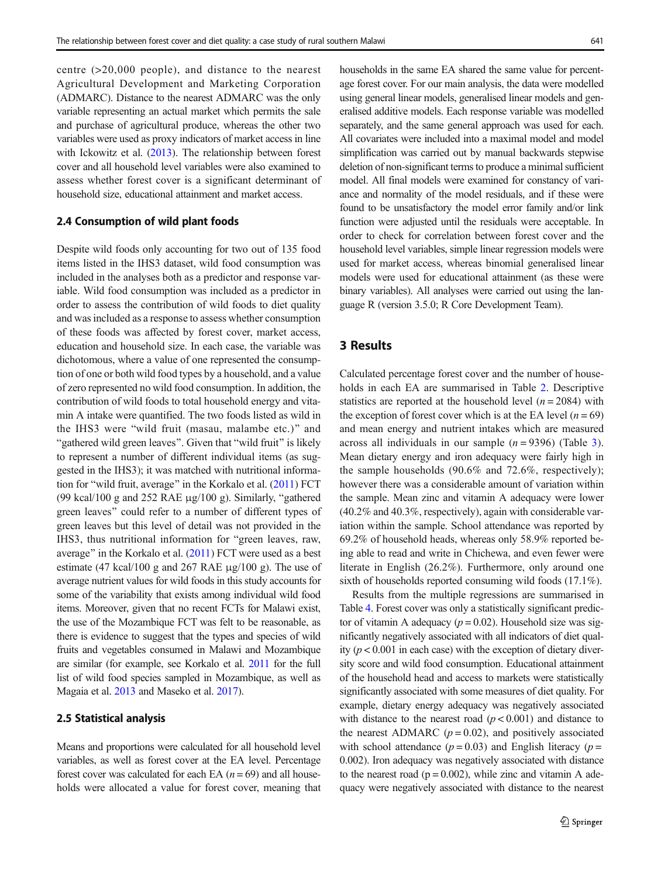centre (>20,000 people), and distance to the nearest Agricultural Development and Marketing Corporation (ADMARC). Distance to the nearest ADMARC was the only variable representing an actual market which permits the sale and purchase of agricultural produce, whereas the other two variables were used as proxy indicators of market access in line with Ickowitz et al. (2013). The relationship between forest cover and all household level variables were also examined to assess whether forest cover is a significant determinant of household size, educational attainment and market access.

### 2.4 Consumption of wild plant foods

Despite wild foods only accounting for two out of 135 food items listed in the IHS3 dataset, wild food consumption was included in the analyses both as a predictor and response variable. Wild food consumption was included as a predictor in order to assess the contribution of wild foods to diet quality and was included as a response to assess whether consumption of these foods was affected by forest cover, market access, education and household size. In each case, the variable was dichotomous, where a value of one represented the consumption of one or both wild food types by a household, and a value of zero represented no wild food consumption. In addition, the contribution of wild foods to total household energy and vitamin A intake were quantified. The two foods listed as wild in the IHS3 were "wild fruit (masau, malambe etc.)" and "gathered wild green leaves". Given that "wild fruit" is likely to represent a number of different individual items (as suggested in the IHS3); it was matched with nutritional information for "wild fruit, average" in the Korkalo et al. (2011) FCT (99 kcal/100 g and 252 RAE μg/100 g). Similarly, "gathered green leaves" could refer to a number of different types of green leaves but this level of detail was not provided in the IHS3, thus nutritional information for "green leaves, raw, average" in the Korkalo et al. (2011) FCT were used as a best estimate (47 kcal/100 g and 267 RAE μg/100 g). The use of average nutrient values for wild foods in this study accounts for some of the variability that exists among individual wild food items. Moreover, given that no recent FCTs for Malawi exist, the use of the Mozambique FCT was felt to be reasonable, as there is evidence to suggest that the types and species of wild fruits and vegetables consumed in Malawi and Mozambique are similar (for example, see Korkalo et al. 2011 for the full list of wild food species sampled in Mozambique, as well as Magaia et al. 2013 and Maseko et al. 2017).

### 2.5 Statistical analysis

Means and proportions were calculated for all household level variables, as well as forest cover at the EA level. Percentage forest cover was calculated for each EA ($n = 69$) and all households were allocated a value for forest cover, meaning that households in the same EA shared the same value for percentage forest cover. For our main analysis, the data were modelled using general linear models, generalised linear models and generalised additive models. Each response variable was modelled separately, and the same general approach was used for each. All covariates were included into a maximal model and model simplification was carried out by manual backwards stepwise deletion of non-significant terms to produce a minimal sufficient model. All final models were examined for constancy of variance and normality of the model residuals, and if these were found to be unsatisfactory the model error family and/or link function were adjusted until the residuals were acceptable. In order to check for correlation between forest cover and the household level variables, simple linear regression models were used for market access, whereas binomial generalised linear models were used for educational attainment (as these were binary variables). All analyses were carried out using the language R (version 3.5.0; R Core Development Team).

## 3 Results

Calculated percentage forest cover and the number of households in each EA are summarised in Table 2. Descriptive statistics are reported at the household level ($n = 2084$) with the exception of forest cover which is at the EA level ($n = 69$) and mean energy and nutrient intakes which are measured across all individuals in our sample ($n = 9396$) (Table 3). Mean dietary energy and iron adequacy were fairly high in the sample households (90.6% and 72.6%, respectively); however there was a considerable amount of variation within the sample. Mean zinc and vitamin A adequacy were lower (40.2% and 40.3%, respectively), again with considerable variation within the sample. School attendance was reported by 69.2% of household heads, whereas only 58.9% reported being able to read and write in Chichewa, and even fewer were literate in English (26.2%). Furthermore, only around one sixth of households reported consuming wild foods (17.1%).

Results from the multiple regressions are summarised in Table 4. Forest cover was only a statistically significant predictor of vitamin A adequacy ($p = 0.02$). Household size was significantly negatively associated with all indicators of diet quality ($p < 0.001$ in each case) with the exception of dietary diversity score and wild food consumption. Educational attainment of the household head and access to markets were statistically significantly associated with some measures of diet quality. For example, dietary energy adequacy was negatively associated with distance to the nearest road ($p < 0.001$) and distance to the nearest ADMARC ($p = 0.02$), and positively associated with school attendance ($p = 0.03$) and English literacy ($p = 0.002$). Iron adequacy was negatively associated with distance to the nearest road ($p = 0.002$), while zinc and vitamin A adequacy were negatively associated with distance to the nearest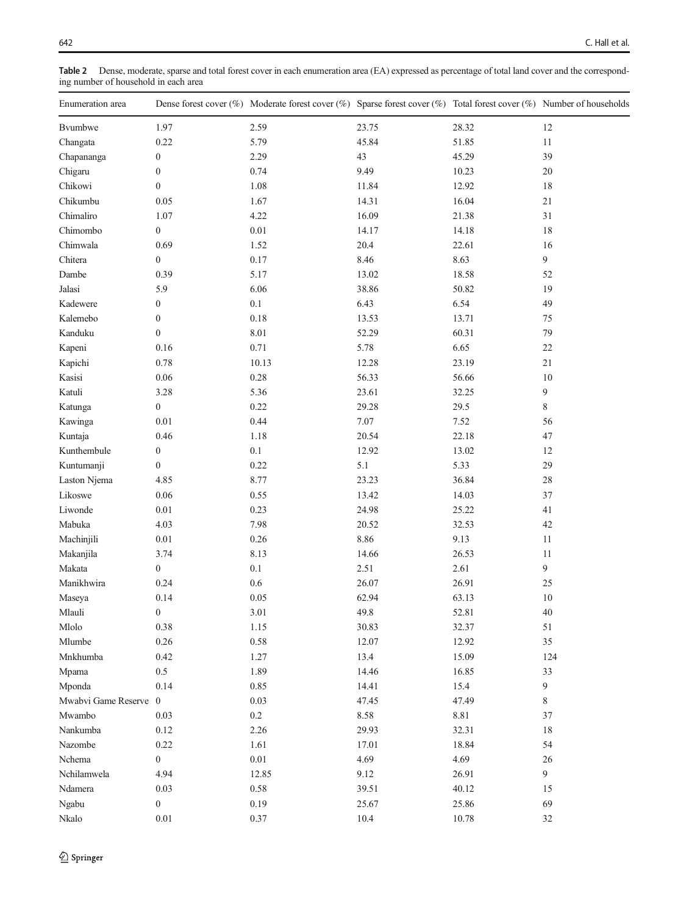**Table 2** Dense, moderate, sparse and total forest cover in each enumeration area (EA) expressed as percentage of total land cover and the corresponding number of household in each area

| Enumeration area | Dense forest cover (%) | Moderate forest cover (%) | Sparse forest cover (%) | Total forest cover (%) | Number of households |
|---|---|---|---|---|---|
| Bvumbwe | 1.97 | 2.59 | 23.75 | 28.32 | 12 |
| Changata | 0.22 | 5.79 | 45.84 | 51.85 | 11 |
| Chapananga | 0 | 2.29 | 43 | 45.29 | 39 |
| Chigaru | 0 | 0.74 | 9.49 | 10.23 | 20 |
| Chikowi | 0 | 1.08 | 11.84 | 12.92 | 18 |
| Chikumbu | 0.05 | 1.67 | 14.31 | 16.04 | 21 |
| Chimaliro | 1.07 | 4.22 | 16.09 | 21.38 | 31 |
| Chimombo | 0 | 0.01 | 14.17 | 14.18 | 18 |
| Chimwala | 0.69 | 1.52 | 20.4 | 22.61 | 16 |
| Chitera | 0 | 0.17 | 8.46 | 8.63 | 9 |
| Dambe | 0.39 | 5.17 | 13.02 | 18.58 | 52 |
| Jalasi | 5.9 | 6.06 | 38.86 | 50.82 | 19 |
| Kadewere | 0 | 0.1 | 6.43 | 6.54 | 49 |
| Kalemebo | 0 | 0.18 | 13.53 | 13.71 | 75 |
| Kanduku | 0 | 8.01 | 52.29 | 60.31 | 79 |
| Kapeni | 0.16 | 0.71 | 5.78 | 6.65 | 22 |
| Kapichi | 0.78 | 10.13 | 12.28 | 23.19 | 21 |
| Kasisi | 0.06 | 0.28 | 56.33 | 56.66 | 10 |
| Katuli | 3.28 | 5.36 | 23.61 | 32.25 | 9 |
| Katunga | 0 | 0.22 | 29.28 | 29.5 | 8 |
| Kawinga | 0.01 | 0.44 | 7.07 | 7.52 | 56 |
| Kuntaja | 0.46 | 1.18 | 20.54 | 22.18 | 47 |
| Kunthembule | 0 | 0.1 | 12.92 | 13.02 | 12 |
| Kuntumanji | 0 | 0.22 | 5.1 | 5.33 | 29 |
| Laston Njema | 4.85 | 8.77 | 23.23 | 36.84 | 28 |
| Likoswe | 0.06 | 0.55 | 13.42 | 14.03 | 37 |
| Liwonde | 0.01 | 0.23 | 24.98 | 25.22 | 41 |
| Mabuka | 4.03 | 7.98 | 20.52 | 32.53 | 42 |
| Machinjili | 0.01 | 0.26 | 8.86 | 9.13 | 11 |
| Makanjila | 3.74 | 8.13 | 14.66 | 26.53 | 11 |
| Makata | 0 | 0.1 | 2.51 | 2.61 | 9 |
| Manikhwira | 0.24 | 0.6 | 26.07 | 26.91 | 25 |
| Maseya | 0.14 | 0.05 | 62.94 | 63.13 | 10 |
| Mlauli | 0 | 3.01 | 49.8 | 52.81 | 40 |
| Mlolo | 0.38 | 1.15 | 30.83 | 32.37 | 51 |
| Mlumbe | 0.26 | 0.58 | 12.07 | 12.92 | 35 |
| Mnkhumba | 0.42 | 1.27 | 13.4 | 15.09 | 124 |
| Mpama | 0.5 | 1.89 | 14.46 | 16.85 | 33 |
| Mponda | 0.14 | 0.85 | 14.41 | 15.4 | 9 |
| Mwabvi Game Reserve | 0 | 0.03 | 47.45 | 47.49 | 8 |
| Mwambo | 0.03 | 0.2 | 8.58 | 8.81 | 37 |
| Nankumba | 0.12 | 2.26 | 29.93 | 32.31 | 18 |
| Nazombe | 0.22 | 1.61 | 17.01 | 18.84 | 54 |
| Nchema | 0 | 0.01 | 4.69 | 4.69 | 26 |
| Nchilamwela | 4.94 | 12.85 | 9.12 | 26.91 | 9 |
| Ndamera | 0.03 | 0.58 | 39.51 | 40.12 | 15 |
| Ngabu | 0 | 0.19 | 25.67 | 25.86 | 69 |
| Nkalo | 0.01 | 0.37 | 10.4 | 10.78 | 32 |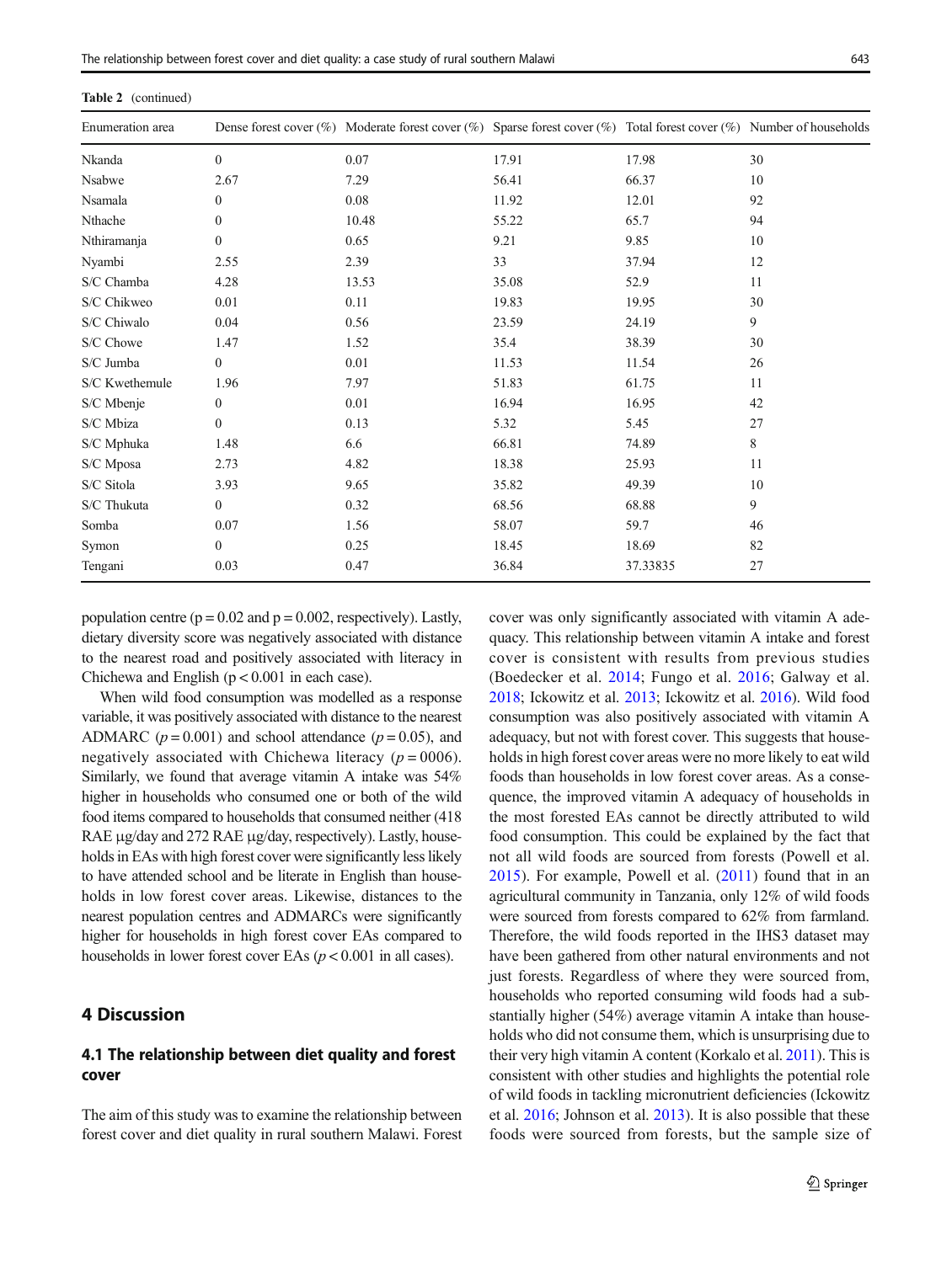**Table 2** (continued)

| Enumeration area | Dense forest cover (%) | Moderate forest cover (%) | Sparse forest cover (%) | Total forest cover (%) | Number of households |
|---|---|---|---|---|---|
| Nkanda | 0 | 0.07 | 17.91 | 17.98 | 30 |
| Nsabwe | 2.67 | 7.29 | 56.41 | 66.37 | 10 |
| Nsamala | 0 | 0.08 | 11.92 | 12.01 | 92 |
| Nthache | 0 | 10.48 | 55.22 | 65.7 | 94 |
| Nthiramanja | 0 | 0.65 | 9.21 | 9.85 | 10 |
| Nyambi | 2.55 | 2.39 | 33 | 37.94 | 12 |
| S/C Chamba | 4.28 | 13.53 | 35.08 | 52.9 | 11 |
| S/C Chikweo | 0.01 | 0.11 | 19.83 | 19.95 | 30 |
| S/C Chiwalo | 0.04 | 0.56 | 23.59 | 24.19 | 9 |
| S/C Chowe | 1.47 | 1.52 | 35.4 | 38.39 | 30 |
| S/C Jumba | 0 | 0.01 | 11.53 | 11.54 | 26 |
| S/C Kwethemule | 1.96 | 7.97 | 51.83 | 61.75 | 11 |
| S/C Mbenje | 0 | 0.01 | 16.94 | 16.95 | 42 |
| S/C Mbiza | 0 | 0.13 | 5.32 | 5.45 | 27 |
| S/C Mphuka | 1.48 | 6.6 | 66.81 | 74.89 | 8 |
| S/C Mposa | 2.73 | 4.82 | 18.38 | 25.93 | 11 |
| S/C Sitola | 3.93 | 9.65 | 35.82 | 49.39 | 10 |
| S/C Thukuta | 0 | 0.32 | 68.56 | 68.88 | 9 |
| Somba | 0.07 | 1.56 | 58.07 | 59.7 | 46 |
| Symon | 0 | 0.25 | 18.45 | 18.69 | 82 |
| Tengani | 0.03 | 0.47 | 36.84 | 37.33835 | 27 |

population centre ($p = 0.02$ and $p = 0.002$, respectively). Lastly, dietary diversity score was negatively associated with distance to the nearest road and positively associated with literacy in Chichewa and English ($p < 0.001$ in each case).

When wild food consumption was modelled as a response variable, it was positively associated with distance to the nearest ADMARC ($p = 0.001$) and school attendance ($p = 0.05$), and negatively associated with Chichewa literacy ($p = 0006$). Similarly, we found that average vitamin A intake was 54% higher in households who consumed one or both of the wild food items compared to households that consumed neither (418 RAE μg/day and 272 RAE μg/day, respectively). Lastly, households in EAs with high forest cover were significantly less likely to have attended school and be literate in English than households in low forest cover areas. Likewise, distances to the nearest population centres and ADMARCs were significantly higher for households in high forest cover EAs compared to households in lower forest cover EAs ($p < 0.001$ in all cases).

## 4 Discussion

### 4.1 The relationship between diet quality and forest cover

The aim of this study was to examine the relationship between forest cover and diet quality in rural southern Malawi. Forest cover was only significantly associated with vitamin A adequacy. This relationship between vitamin A intake and forest cover is consistent with results from previous studies (Boedecker et al. 2014; Fungo et al. 2016; Galway et al. 2018; Ickowitz et al. 2013; Ickowitz et al. 2016). Wild food consumption was also positively associated with vitamin A adequacy, but not with forest cover. This suggests that households in high forest cover areas were no more likely to eat wild foods than households in low forest cover areas. As a consequence, the improved vitamin A adequacy of households in the most forested EAs cannot be directly attributed to wild food consumption. This could be explained by the fact that not all wild foods are sourced from forests (Powell et al. 2015). For example, Powell et al. (2011) found that in an agricultural community in Tanzania, only 12% of wild foods were sourced from forests compared to 62% from farmland. Therefore, the wild foods reported in the IHS3 dataset may have been gathered from other natural environments and not just forests. Regardless of where they were sourced from, households who reported consuming wild foods had a substantially higher (54%) average vitamin A intake than households who did not consume them, which is unsurprising due to their very high vitamin A content (Korkalo et al. 2011). This is consistent with other studies and highlights the potential role of wild foods in tackling micronutrient deficiencies (Ickowitz et al. 2016; Johnson et al. 2013). It is also possible that these foods were sourced from forests, but the sample size of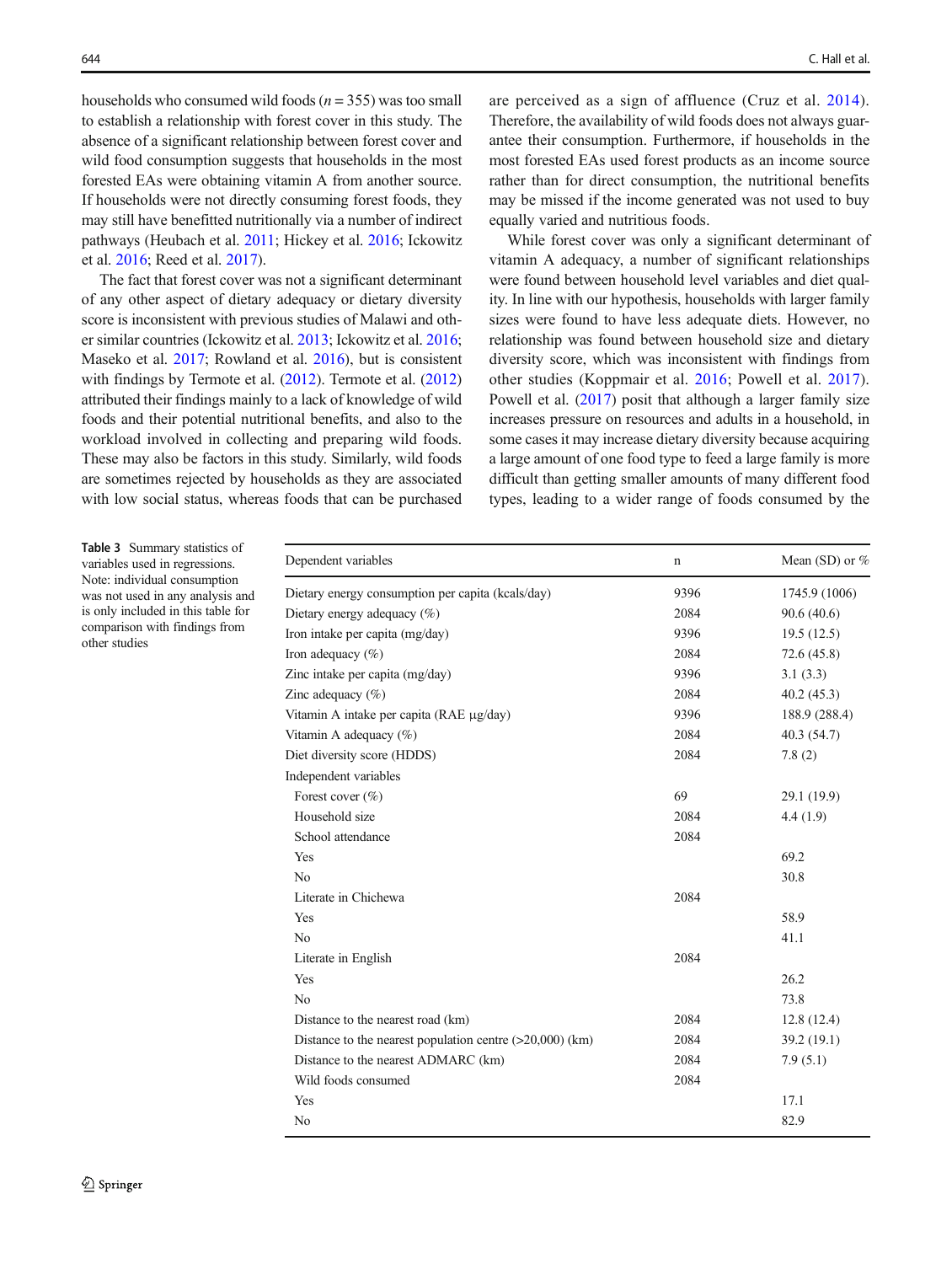households who consumed wild foods ($n = 355$) was too small to establish a relationship with forest cover in this study. The absence of a significant relationship between forest cover and wild food consumption suggests that households in the most forested EAs were obtaining vitamin A from another source. If households were not directly consuming forest foods, they may still have benefitted nutritionally via a number of indirect pathways (Heubach et al. 2011; Hickey et al. 2016; Ickowitz et al. 2016; Reed et al. 2017).

The fact that forest cover was not a significant determinant of any other aspect of dietary adequacy or dietary diversity score is inconsistent with previous studies of Malawi and other similar countries (Ickowitz et al. 2013; Ickowitz et al. 2016; Maseko et al. 2017; Rowland et al. 2016), but is consistent with findings by Termote et al. (2012). Termote et al. (2012) attributed their findings mainly to a lack of knowledge of wild foods and their potential nutritional benefits, and also to the workload involved in collecting and preparing wild foods. These may also be factors in this study. Similarly, wild foods are sometimes rejected by households as they are associated with low social status, whereas foods that can be purchased are perceived as a sign of affluence (Cruz et al. 2014). Therefore, the availability of wild foods does not always guarantee their consumption. Furthermore, if households in the most forested EAs used forest products as an income source rather than for direct consumption, the nutritional benefits may be missed if the income generated was not used to buy equally varied and nutritious foods.

While forest cover was only a significant determinant of vitamin A adequacy, a number of significant relationships were found between household level variables and diet quality. In line with our hypothesis, households with larger family sizes were found to have less adequate diets. However, no relationship was found between household size and dietary diversity score, which was inconsistent with findings from other studies (Koppmair et al. 2016; Powell et al. 2017). Powell et al. (2017) posit that although a larger family size increases pressure on resources and adults in a household, in some cases it may increase dietary diversity because acquiring a large amount of one food type to feed a large family is more difficult than getting smaller amounts of many different food types, leading to a wider range of foods consumed by the

**Table 3** Summary statistics of variables used in regressions. Note: individual consumption was not used in any analysis and is only included in this table for comparison with findings from other studies

| Dependent variables | n | Mean (SD) or % |
|---|---|---|
| Dietary energy consumption per capita (kcals/day) | 9396 | 1745.9 (1006) |
| Dietary energy adequacy (%) | 2084 | 90.6 (40.6) |
| Iron intake per capita (mg/day) | 9396 | 19.5 (12.5) |
| Iron adequacy (%) | 2084 | 72.6 (45.8) |
| Zinc intake per capita (mg/day) | 9396 | 3.1 (3.3) |
| Zinc adequacy (%) | 2084 | 40.2 (45.3) |
| Vitamin A intake per capita (RAE μg/day) | 9396 | 188.9 (288.4) |
| Vitamin A adequacy (%) | 2084 | 40.3 (54.7) |
| Diet diversity score (HDDS) | 2084 | 7.8 (2) |
| Independent variables | | |
| Forest cover (%) | 69 | 29.1 (19.9) |
| Household size | 2084 | 4.4 (1.9) |
| School attendance | 2084 | |
| Yes | | 69.2 |
| No | | 30.8 |
| Literate in Chichewa | 2084 | |
| Yes | | 58.9 |
| No | | 41.1 |
| Literate in English | 2084 | |
| Yes | | 26.2 |
| No | | 73.8 |
| Distance to the nearest road (km) | 2084 | 12.8 (12.4) |
| Distance to the nearest population centre (>20,000) (km) | 2084 | 39.2 (19.1) |
| Distance to the nearest ADMARC (km) | 2084 | 7.9 (5.1) |
| Wild foods consumed | 2084 | |
| Yes | | 17.1 |
| No | | 82.9 |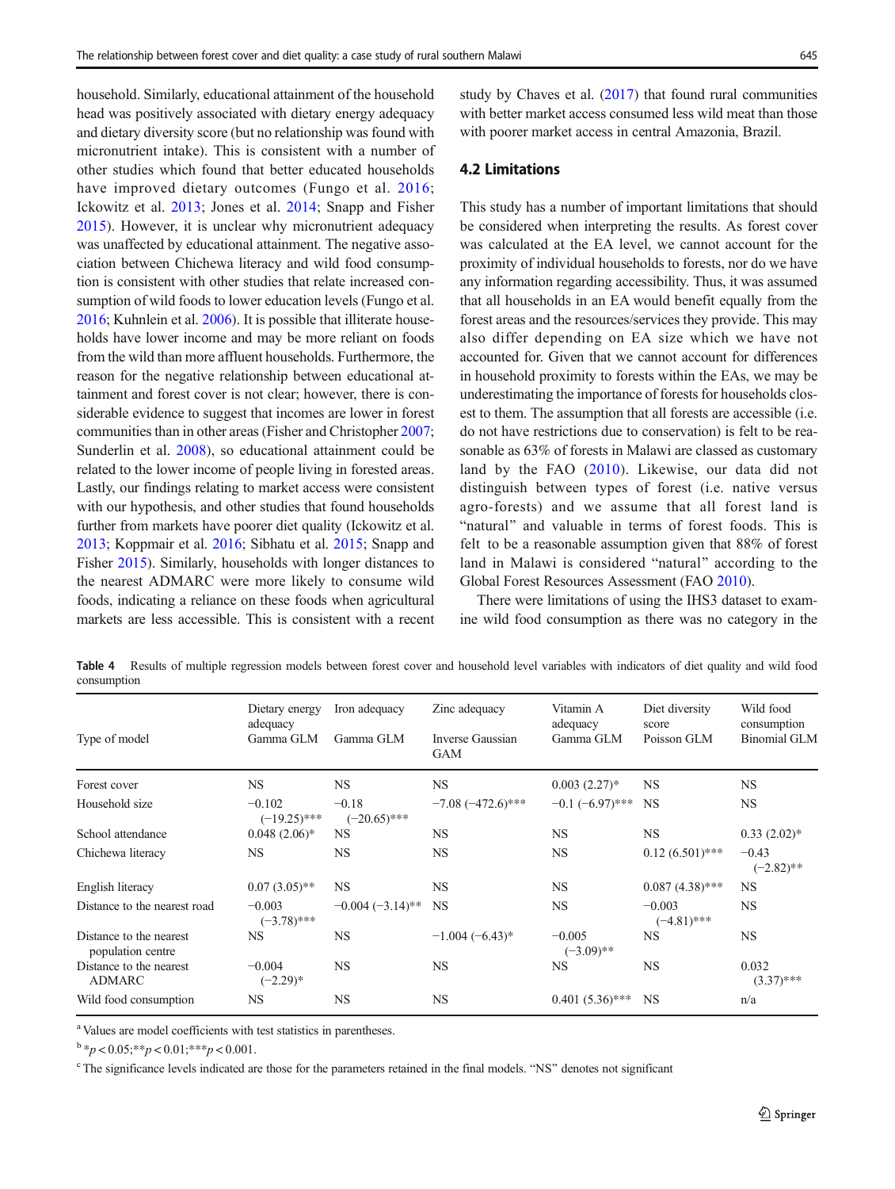household. Similarly, educational attainment of the household head was positively associated with dietary energy adequacy and dietary diversity score (but no relationship was found with micronutrient intake). This is consistent with a number of other studies which found that better educated households have improved dietary outcomes (Fungo et al. 2016; Ickowitz et al. 2013; Jones et al. 2014; Snapp and Fisher 2015). However, it is unclear why micronutrient adequacy was unaffected by educational attainment. The negative association between Chichewa literacy and wild food consumption is consistent with other studies that relate increased consumption of wild foods to lower education levels (Fungo et al. 2016; Kuhnlein et al. 2006). It is possible that illiterate households have lower income and may be more reliant on foods from the wild than more affluent households. Furthermore, the reason for the negative relationship between educational attainment and forest cover is not clear; however, there is considerable evidence to suggest that incomes are lower in forest communities than in other areas (Fisher and Christopher 2007; Sunderlin et al. 2008), so educational attainment could be related to the lower income of people living in forested areas. Lastly, our findings relating to market access were consistent with our hypothesis, and other studies that found households further from markets have poorer diet quality (Ickowitz et al. 2013; Koppmair et al. 2016; Sibhatu et al. 2015; Snapp and Fisher 2015). Similarly, households with longer distances to the nearest ADMARC were more likely to consume wild foods, indicating a reliance on these foods when agricultural markets are less accessible. This is consistent with a recent study by Chaves et al. (2017) that found rural communities with better market access consumed less wild meat than those with poorer market access in central Amazonia, Brazil.

## 4.2 Limitations

This study has a number of important limitations that should be considered when interpreting the results. As forest cover was calculated at the EA level, we cannot account for the proximity of individual households to forests, nor do we have any information regarding accessibility. Thus, it was assumed that all households in an EA would benefit equally from the forest areas and the resources/services they provide. This may also differ depending on EA size which we have not accounted for. Given that we cannot account for differences in household proximity to forests within the EAs, we may be underestimating the importance of forests for households closest to them. The assumption that all forests are accessible (i.e. do not have restrictions due to conservation) is felt to be reasonable as 63% of forests in Malawi are classed as customary land by the FAO (2010). Likewise, our data did not distinguish between types of forest (i.e. native versus agro-forests) and we assume that all forest land is "natural" and valuable in terms of forest foods. This is felt to be a reasonable assumption given that 88% of forest land in Malawi is considered "natural" according to the Global Forest Resources Assessment (FAO 2010).

There were limitations of using the IHS3 dataset to examine wild food consumption as there was no category in the

**Table 4** Results of multiple regression models between forest cover and household level variables with indicators of diet quality and wild food consumption

| Type of model | Dietary energy adequacy Gamma GLM | Iron adequacy Gamma GLM | Zinc adequacy Inverse Gaussian GAM | Vitamin A adequacy Gamma GLM | Diet diversity score Poisson GLM | Wild food consumption Binomial GLM |
|---|---|---|---|---|---|---|
| Forest cover | NS | NS | NS | 0.003 (2.27)* | NS | NS |
| Household size | −0.102 (−19.25)*** | −0.18 (−20.65)*** | −7.08 (−472.6)*** | −0.1 (−6.97)*** | NS | NS |
| School attendance | 0.048 (2.06)* | NS | NS | NS | NS | 0.33 (2.02)* |
| Chichewa literacy | NS | NS | NS | NS | 0.12 (6.501)*** | −0.43 (−2.82)** |
| English literacy | 0.07 (3.05)** | NS | NS | NS | 0.087 (4.38)*** | NS |
| Distance to the nearest road | −0.003 (−3.78)*** | −0.004 (−3.14)** | NS | NS | −0.003 (−4.81)*** | NS |
| Distance to the nearest population centre | NS | NS | −1.004 (−6.43)* | −0.005 (−3.09)** | NS | NS |
| Distance to the nearest ADMARC | −0.004 (−2.29)* | NS | NS | NS | NS | 0.032 (3.37)*** |
| Wild food consumption | NS | NS | NS | 0.401 (5.36)*** | NS | n/a |

[a] Values are model coefficients with test statistics in parentheses.

[b] *$p < 0.05$;**$p < 0.01$;***$p < 0.001$.

[c] The significance levels indicated are those for the parameters retained in the final models. "NS" denotes not significant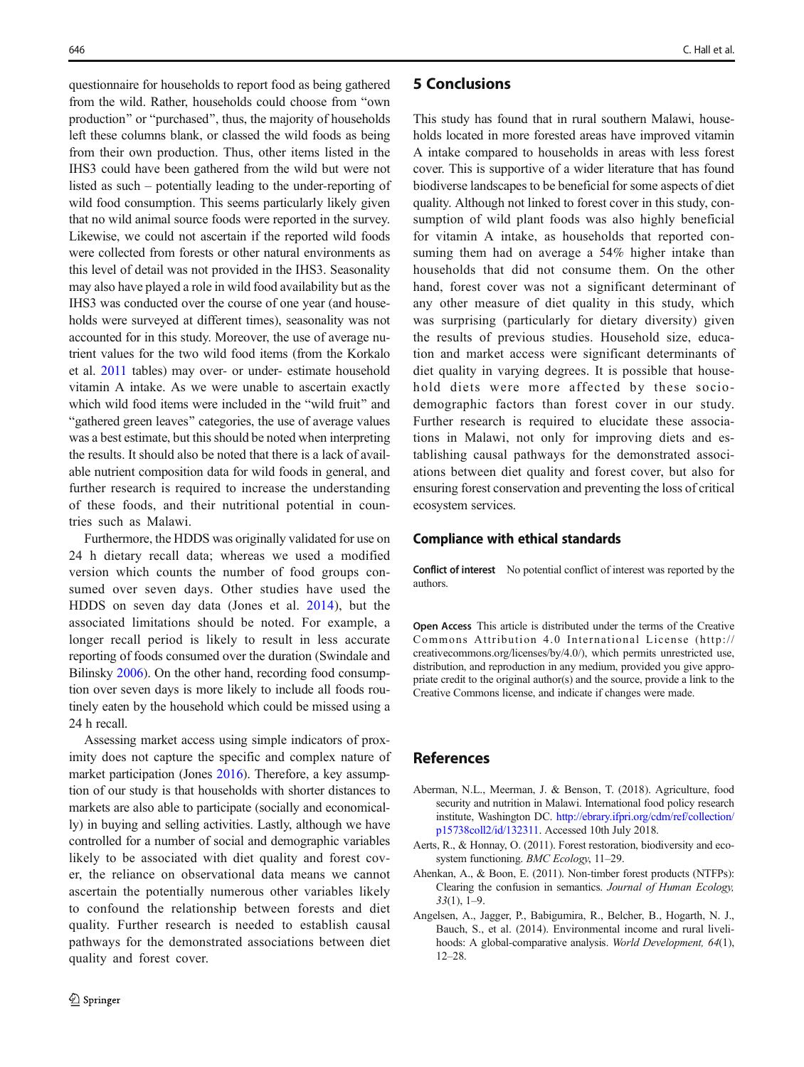questionnaire for households to report food as being gathered from the wild. Rather, households could choose from "own production" or "purchased", thus, the majority of households left these columns blank, or classed the wild foods as being from their own production. Thus, other items listed in the IHS3 could have been gathered from the wild but were not listed as such – potentially leading to the under-reporting of wild food consumption. This seems particularly likely given that no wild animal source foods were reported in the survey. Likewise, we could not ascertain if the reported wild foods were collected from forests or other natural environments as this level of detail was not provided in the IHS3. Seasonality may also have played a role in wild food availability but as the IHS3 was conducted over the course of one year (and households were surveyed at different times), seasonality was not accounted for in this study. Moreover, the use of average nutrient values for the two wild food items (from the Korkalo et al. 2011 tables) may over- or under- estimate household vitamin A intake. As we were unable to ascertain exactly which wild food items were included in the "wild fruit" and "gathered green leaves" categories, the use of average values was a best estimate, but this should be noted when interpreting the results. It should also be noted that there is a lack of available nutrient composition data for wild foods in general, and further research is required to increase the understanding of these foods, and their nutritional potential in countries such as Malawi.

Furthermore, the HDDS was originally validated for use on 24 h dietary recall data; whereas we used a modified version which counts the number of food groups consumed over seven days. Other studies have used the HDDS on seven day data (Jones et al. 2014), but the associated limitations should be noted. For example, a longer recall period is likely to result in less accurate reporting of foods consumed over the duration (Swindale and Bilinsky 2006). On the other hand, recording food consumption over seven days is more likely to include all foods routinely eaten by the household which could be missed using a 24 h recall.

Assessing market access using simple indicators of proximity does not capture the specific and complex nature of market participation (Jones 2016). Therefore, a key assumption of our study is that households with shorter distances to markets are also able to participate (socially and economically) in buying and selling activities. Lastly, although we have controlled for a number of social and demographic variables likely to be associated with diet quality and forest cover, the reliance on observational data means we cannot ascertain the potentially numerous other variables likely to confound the relationship between forests and diet quality. Further research is needed to establish causal pathways for the demonstrated associations between diet quality and forest cover.

## 5 Conclusions

This study has found that in rural southern Malawi, households located in more forested areas have improved vitamin A intake compared to households in areas with less forest cover. This is supportive of a wider literature that has found biodiverse landscapes to be beneficial for some aspects of diet quality. Although not linked to forest cover in this study, consumption of wild plant foods was also highly beneficial for vitamin A intake, as households that reported consuming them had on average a 54% higher intake than households that did not consume them. On the other hand, forest cover was not a significant determinant of any other measure of diet quality in this study, which was surprising (particularly for dietary diversity) given the results of previous studies. Household size, education and market access were significant determinants of diet quality in varying degrees. It is possible that household diets were more affected by these socio-demographic factors than forest cover in our study. Further research is required to elucidate these associations in Malawi, not only for improving diets and establishing causal pathways for the demonstrated associations between diet quality and forest cover, but also for ensuring forest conservation and preventing the loss of critical ecosystem services.

### Compliance with ethical standards

**Conflict of interest** No potential conflict of interest was reported by the authors.

**Open Access** This article is distributed under the terms of the Creative Commons Attribution 4.0 International License (http://creativecommons.org/licenses/by/4.0/), which permits unrestricted use, distribution, and reproduction in any medium, provided you give appropriate credit to the original author(s) and the source, provide a link to the Creative Commons license, and indicate if changes were made.

## References

Aberman, N.L., Meerman, J. & Benson, T. (2018). Agriculture, food security and nutrition in Malawi. International food policy research institute, Washington DC. http://ebrary.ifpri.org/cdm/ref/collection/p15738coll2/id/132311. Accessed 10th July 2018.

Aerts, R., & Honnay, O. (2011). Forest restoration, biodiversity and ecosystem functioning. *BMC Ecology*, 11–29.

Ahenkan, A., & Boon, E. (2011). Non-timber forest products (NTFPs): Clearing the confusion in semantics. *Journal of Human Ecology, 33*(1), 1–9.

Angelsen, A., Jagger, P., Babigumira, R., Belcher, B., Hogarth, N. J., Bauch, S., et al. (2014). Environmental income and rural livelihoods: A global-comparative analysis. *World Development, 64*(1), 12–28.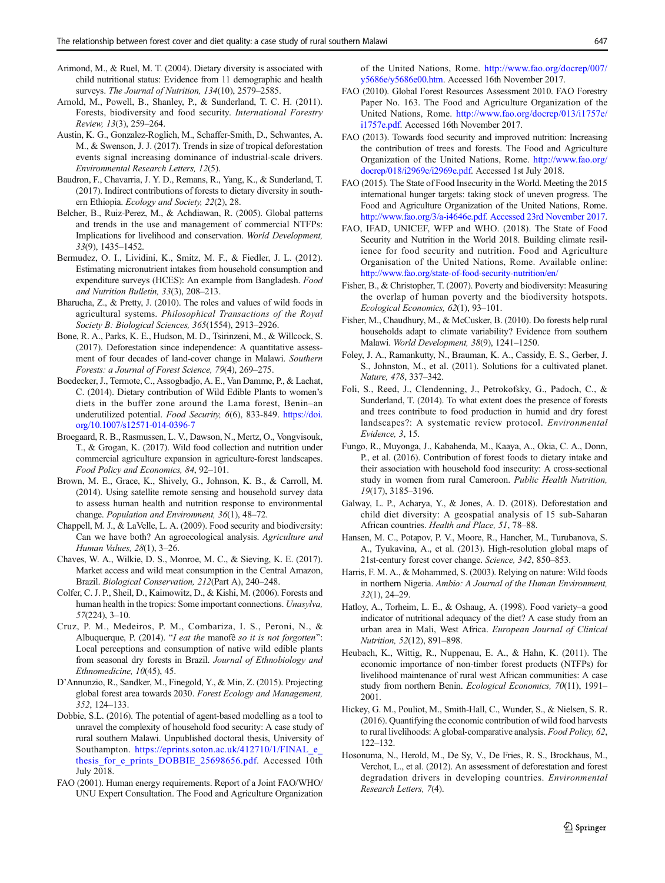Arimond, M., & Ruel, M. T. (2004). Dietary diversity is associated with child nutritional status: Evidence from 11 demographic and health surveys. *The Journal of Nutrition, 134*(10), 2579–2585.

Arnold, M., Powell, B., Shanley, P., & Sunderland, T. C. H. (2011). Forests, biodiversity and food security. *International Forestry Review, 13*(3), 259–264.

Austin, K. G., Gonzalez-Roglich, M., Schaffer-Smith, D., Schwantes, A. M., & Swenson, J. J. (2017). Trends in size of tropical deforestation events signal increasing dominance of industrial-scale drivers. *Environmental Research Letters, 12*(5).

Baudron, F., Chavarria, J. Y. D., Remans, R., Yang, K., & Sunderland, T. (2017). Indirect contributions of forests to dietary diversity in southern Ethiopia. *Ecology and Society, 22*(2), 28.

Belcher, B., Ruiz-Perez, M., & Achdiawan, R. (2005). Global patterns and trends in the use and management of commercial NTFPs: Implications for livelihood and conservation. *World Development, 33*(9), 1435–1452.

Bermudez, O. I., Lividini, K., Smitz, M. F., & Fiedler, J. L. (2012). Estimating micronutrient intakes from household consumption and expenditure surveys (HCES): An example from Bangladesh. *Food and Nutrition Bulletin, 33*(3), 208–213.

Bharucha, Z., & Pretty, J. (2010). The roles and values of wild foods in agricultural systems. *Philosophical Transactions of the Royal Society B: Biological Sciences, 365*(1554), 2913–2926.

Bone, R. A., Parks, K. E., Hudson, M. D., Tsirinzeni, M., & Willcock, S. (2017). Deforestation since independence: A quantitative assessment of four decades of land-cover change in Malawi. *Southern Forests: a Journal of Forest Science, 79*(4), 269–275.

Boedecker, J., Termote, C., Assogbadjo, A. E., Van Damme, P., & Lachat, C. (2014). Dietary contribution of Wild Edible Plants to women's diets in the buffer zone around the Lama forest, Benin–an underutilized potential. *Food Security, 6*(6), 833-849. https://doi.org/10.1007/s12571-014-0396-7

Broegaard, R. B., Rasmussen, L. V., Dawson, N., Mertz, O., Vongvisouk, T., & Grogan, K. (2017). Wild food collection and nutrition under commercial agriculture expansion in agriculture-forest landscapes. *Food Policy and Economics, 84*, 92–101.

Brown, M. E., Grace, K., Shively, G., Johnson, K. B., & Carroll, M. (2014). Using satellite remote sensing and household survey data to assess human health and nutrition response to environmental change. *Population and Environment, 36*(1), 48–72.

Chappell, M. J., & LaVelle, L. A. (2009). Food security and biodiversity: Can we have both? An agroecological analysis. *Agriculture and Human Values, 28*(1), 3–26.

Chaves, W. A., Wilkie, D. S., Monroe, M. C., & Sieving, K. E. (2017). Market access and wild meat consumption in the Central Amazon, Brazil. *Biological Conservation, 212*(Part A), 240–248.

Colfer, C. J. P., Sheil, D., Kaimowitz, D., & Kishi, M. (2006). Forests and human health in the tropics: Some important connections. *Unasylva, 57*(224), 3–10.

Cruz, P. M., Medeiros, P. M., Combariza, I. S., Peroni, N., & Albuquerque, P. (2014). "*I eat the* manofê *so it is not forgotten*": Local perceptions and consumption of native wild edible plants from seasonal dry forests in Brazil. *Journal of Ethnobiology and Ethnomedicine, 10*(45), 45.

D'Annunzio, R., Sandker, M., Finegold, Y., & Min, Z. (2015). Projecting global forest area towards 2030. *Forest Ecology and Management, 352*, 124–133.

Dobbie, S.L. (2016). The potential of agent-based modelling as a tool to unravel the complexity of household food security: A case study of rural southern Malawi. Unpublished doctoral thesis, University of Southampton. https://eprints.soton.ac.uk/412710/1/FINAL_e_thesis_for_e_prints_DOBBIE_25698656.pdf. Accessed 10th July 2018.

FAO (2001). Human energy requirements. Report of a Joint FAO/WHO/UNU Expert Consultation. The Food and Agriculture Organization of the United Nations, Rome. http://www.fao.org/docrep/007/y5686e/y5686e00.htm. Accessed 16th November 2017.

FAO (2010). Global Forest Resources Assessment 2010. FAO Forestry Paper No. 163. The Food and Agriculture Organization of the United Nations, Rome. http://www.fao.org/docrep/013/i1757e/i1757e.pdf. Accessed 16th November 2017.

FAO (2013). Towards food security and improved nutrition: Increasing the contribution of trees and forests. The Food and Agriculture Organization of the United Nations, Rome. http://www.fao.org/docrep/018/i2969e/i2969e.pdf. Accessed 1st July 2018.

FAO (2015). The State of Food Insecurity in the World. Meeting the 2015 international hunger targets: taking stock of uneven progress. The Food and Agriculture Organization of the United Nations, Rome. http://www.fao.org/3/a-i4646e.pdf. Accessed 23rd November 2017.

FAO, IFAD, UNICEF, WFP and WHO. (2018). The State of Food Security and Nutrition in the World 2018. Building climate resilience for food security and nutrition. Food and Agriculture Organisation of the United Nations, Rome. Available online: http://www.fao.org/state-of-food-security-nutrition/en/

Fisher, B., & Christopher, T. (2007). Poverty and biodiversity: Measuring the overlap of human poverty and the biodiversity hotspots. *Ecological Economics, 62*(1), 93–101.

Fisher, M., Chaudhury, M., & McCusker, B. (2010). Do forests help rural households adapt to climate variability? Evidence from southern Malawi. *World Development, 38*(9), 1241–1250.

Foley, J. A., Ramankutty, N., Brauman, K. A., Cassidy, E. S., Gerber, J. S., Johnston, M., et al. (2011). Solutions for a cultivated planet. *Nature, 478*, 337–342.

Foli, S., Reed, J., Clendenning, J., Petrokofsky, G., Padoch, C., & Sunderland, T. (2014). To what extent does the presence of forests and trees contribute to food production in humid and dry forest landscapes?: A systematic review protocol. *Environmental Evidence, 3*, 15.

Fungo, R., Muyonga, J., Kabahenda, M., Kaaya, A., Okia, C. A., Donn, P., et al. (2016). Contribution of forest foods to dietary intake and their association with household food insecurity: A cross-sectional study in women from rural Cameroon. *Public Health Nutrition, 19*(17), 3185–3196.

Galway, L. P., Acharya, Y., & Jones, A. D. (2018). Deforestation and child diet diversity: A geospatial analysis of 15 sub-Saharan African countries. *Health and Place, 51*, 78–88.

Hansen, M. C., Potapov, P. V., Moore, R., Hancher, M., Turubanova, S. A., Tyukavina, A., et al. (2013). High-resolution global maps of 21st-century forest cover change. *Science, 342*, 850–853.

Harris, F. M. A., & Mohammed, S. (2003). Relying on nature: Wild foods in northern Nigeria. *Ambio: A Journal of the Human Environment, 32*(1), 24–29.

Hatloy, A., Torheim, L. E., & Oshaug, A. (1998). Food variety–a good indicator of nutritional adequacy of the diet? A case study from an urban area in Mali, West Africa. *European Journal of Clinical Nutrition, 52*(12), 891–898.

Heubach, K., Wittig, R., Nuppenau, E. A., & Hahn, K. (2011). The economic importance of non-timber forest products (NTFPs) for livelihood maintenance of rural west African communities: A case study from northern Benin. *Ecological Economics, 70*(11), 1991–2001.

Hickey, G. M., Pouliot, M., Smith-Hall, C., Wunder, S., & Nielsen, S. R. (2016). Quantifying the economic contribution of wild food harvests to rural livelihoods: A global-comparative analysis. *Food Policy, 62*, 122–132.

Hosonuma, N., Herold, M., De Sy, V., De Fries, R. S., Brockhaus, M., Verchot, L., et al. (2012). An assessment of deforestation and forest degradation drivers in developing countries. *Environmental Research Letters, 7*(4).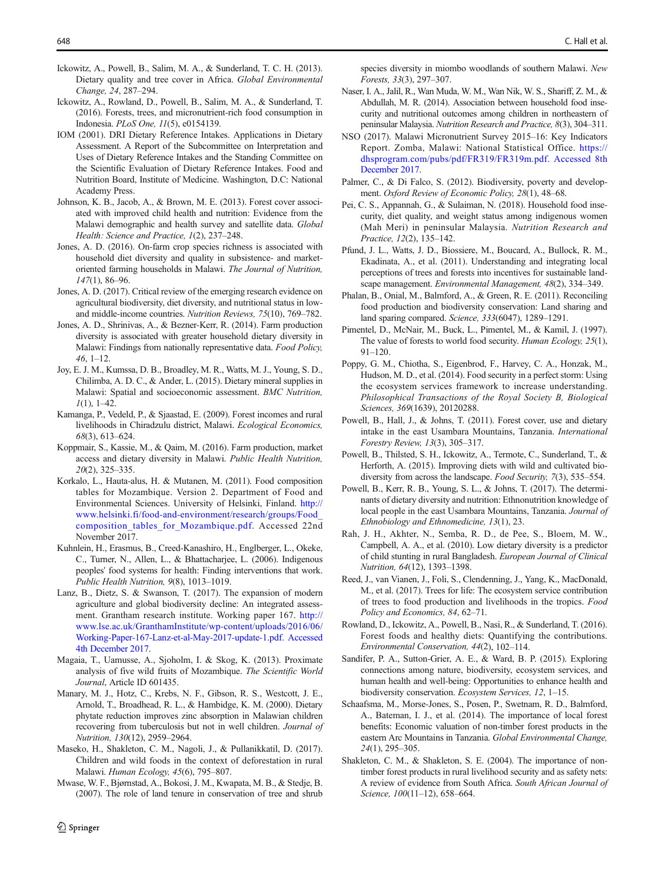Ickowitz, A., Powell, B., Salim, M. A., & Sunderland, T. C. H. (2013). Dietary quality and tree cover in Africa. *Global Environmental Change, 24*, 287–294.

Ickowitz, A., Rowland, D., Powell, B., Salim, M. A., & Sunderland, T. (2016). Forests, trees, and micronutrient-rich food consumption in Indonesia. *PLoS One, 11*(5), e0154139.

IOM (2001). DRI Dietary Reference Intakes. Applications in Dietary Assessment. A Report of the Subcommittee on Interpretation and Uses of Dietary Reference Intakes and the Standing Committee on the Scientific Evaluation of Dietary Reference Intakes. Food and Nutrition Board, Institute of Medicine. Washington, D.C: National Academy Press.

Johnson, K. B., Jacob, A., & Brown, M. E. (2013). Forest cover associated with improved child health and nutrition: Evidence from the Malawi demographic and health survey and satellite data. *Global Health: Science and Practice, 1*(2), 237–248.

Jones, A. D. (2016). On-farm crop species richness is associated with household diet diversity and quality in subsistence- and market-oriented farming households in Malawi. *The Journal of Nutrition, 147*(1), 86–96.

Jones, A. D. (2017). Critical review of the emerging research evidence on agricultural biodiversity, diet diversity, and nutritional status in low- and middle-income countries. *Nutrition Reviews, 75*(10), 769–782.

Jones, A. D., Shrinivas, A., & Bezner-Kerr, R. (2014). Farm production diversity is associated with greater household dietary diversity in Malawi: Findings from nationally representative data. *Food Policy, 46*, 1–12.

Joy, E. J. M., Kumssa, D. B., Broadley, M. R., Watts, M. J., Young, S. D., Chilimba, A. D. C., & Ander, L. (2015). Dietary mineral supplies in Malawi: Spatial and socioeconomic assessment. *BMC Nutrition, 1*(1), 1–42.

Kamanga, P., Vedeld, P., & Sjaastad, E. (2009). Forest incomes and rural livelihoods in Chiradzulu district, Malawi. *Ecological Economics, 68*(3), 613–624.

Koppmair, S., Kassie, M., & Qaim, M. (2016). Farm production, market access and dietary diversity in Malawi. *Public Health Nutrition, 20*(2), 325–335.

Korkalo, L., Hauta-alus, H. & Mutanen, M. (2011). Food composition tables for Mozambique. Version 2. Department of Food and Environmental Sciences. University of Helsinki, Finland. http://www.helsinki.fi/food-and-environment/research/groups/Food_composition_tables_for_Mozambique.pdf. Accessed 22nd November 2017.

Kuhnlein, H., Erasmus, B., Creed-Kanashiro, H., Englberger, L., Okeke, C., Turner, N., Allen, L., & Bhattacharjee, L. (2006). Indigenous peoples' food systems for health: Finding interventions that work. *Public Health Nutrition, 9*(8), 1013–1019.

Lanz, B., Dietz, S. & Swanson, T. (2017). The expansion of modern agriculture and global biodiversity decline: An integrated assessment. Grantham research institute. Working paper 167. http://www.lse.ac.uk/GranthamInstitute/wp-content/uploads/2016/06/Working-Paper-167-Lanz-et-al-May-2017-update-1.pdf. Accessed 4th December 2017.

Magaia, T., Uamusse, A., Sjoholm, I. & Skog, K. (2013). Proximate analysis of five wild fruits of Mozambique. *The Scientific World Journal*, Article ID 601435.

Manary, M. J., Hotz, C., Krebs, N. F., Gibson, R. S., Westcott, J. E., Arnold, T., Broadhead, R. L., & Hambidge, K. M. (2000). Dietary phytate reduction improves zinc absorption in Malawian children recovering from tuberculosis but not in well children. *Journal of Nutrition, 130*(12), 2959–2964.

Maseko, H., Shakleton, C. M., Nagoli, J., & Pullanikkatil, D. (2017). Children and wild foods in the context of deforestation in rural Malawi. *Human Ecology, 45*(6), 795–807.

Mwase, W. F., Bjørnstad, A., Bokosi, J. M., Kwapata, M. B., & Stedje, B. (2007). The role of land tenure in conservation of tree and shrub species diversity in miombo woodlands of southern Malawi. *New Forests, 33*(3), 297–307.

Naser, I. A., Jalil, R., Wan Muda, W. M., Wan Nik, W. S., Shariff, Z. M., & Abdullah, M. R. (2014). Association between household food insecurity and nutritional outcomes among children in northeastern of peninsular Malaysia. *Nutrition Research and Practice, 8*(3), 304–311.

NSO (2017). Malawi Micronutrient Survey 2015–16: Key Indicators Report. Zomba, Malawi: National Statistical Office. https://dhsprogram.com/pubs/pdf/FR319/FR319m.pdf. Accessed 8th December 2017.

Palmer, C., & Di Falco, S. (2012). Biodiversity, poverty and development. *Oxford Review of Economic Policy, 28*(1), 48–68.

Pei, C. S., Appannah, G., & Sulaiman, N. (2018). Household food insecurity, diet quality, and weight status among indigenous women (Mah Meri) in peninsular Malaysia. *Nutrition Research and Practice, 12*(2), 135–142.

Pfund, J. L., Watts, J. D., Biossiere, M., Boucard, A., Bullock, R. M., Ekadinata, A., et al. (2011). Understanding and integrating local perceptions of trees and forests into incentives for sustainable landscape management. *Environmental Management, 48*(2), 334–349.

Phalan, B., Onial, M., Balmford, A., & Green, R. E. (2011). Reconciling food production and biodiversity conservation: Land sharing and land sparing compared. *Science, 333*(6047), 1289–1291.

Pimentel, D., McNair, M., Buck, L., Pimentel, M., & Kamil, J. (1997). The value of forests to world food security. *Human Ecology, 25*(1), 91–120.

Poppy, G. M., Chiotha, S., Eigenbrod, F., Harvey, C. A., Honzak, M., Hudson, M. D., et al. (2014). Food security in a perfect storm: Using the ecosystem services framework to increase understanding. *Philosophical Transactions of the Royal Society B, Biological Sciences, 369*(1639), 20120288.

Powell, B., Hall, J., & Johns, T. (2011). Forest cover, use and dietary intake in the east Usambara Mountains, Tanzania. *International Forestry Review, 13*(3), 305–317.

Powell, B., Thilsted, S. H., Ickowitz, A., Termote, C., Sunderland, T., & Herforth, A. (2015). Improving diets with wild and cultivated biodiversity from across the landscape. *Food Security, 7*(3), 535–554.

Powell, B., Kerr, R. B., Young, S. L., & Johns, T. (2017). The determinants of dietary diversity and nutrition: Ethnonutrition knowledge of local people in the east Usambara Mountains, Tanzania. *Journal of Ethnobiology and Ethnomedicine, 13*(1), 23.

Rah, J. H., Akhter, N., Semba, R. D., de Pee, S., Bloem, M. W., Campbell, A. A., et al. (2010). Low dietary diversity is a predictor of child stunting in rural Bangladesh. *European Journal of Clinical Nutrition, 64*(12), 1393–1398.

Reed, J., van Vianen, J., Foli, S., Clendenning, J., Yang, K., MacDonald, M., et al. (2017). Trees for life: The ecosystem service contribution of trees to food production and livelihoods in the tropics. *Food Policy and Economics, 84*, 62–71.

Rowland, D., Ickowitz, A., Powell, B., Nasi, R., & Sunderland, T. (2016). Forest foods and healthy diets: Quantifying the contributions. *Environmental Conservation, 44*(2), 102–114.

Sandifer, P. A., Sutton-Grier, A. E., & Ward, B. P. (2015). Exploring connections among nature, biodiversity, ecosystem services, and human health and well-being: Opportunities to enhance health and biodiversity conservation. *Ecosystem Services, 12*, 1–15.

Schaafsma, M., Morse-Jones, S., Posen, P., Swetnam, R. D., Balmford, A., Bateman, I. J., et al. (2014). The importance of local forest benefits: Economic valuation of non-timber forest products in the eastern Arc Mountains in Tanzania. *Global Environmental Change, 24*(1), 295–305.

Shakleton, C. M., & Shakleton, S. E. (2004). The importance of non-timber forest products in rural livelihood security and as safety nets: A review of evidence from South Africa. *South African Journal of Science, 100*(11–12), 658–664.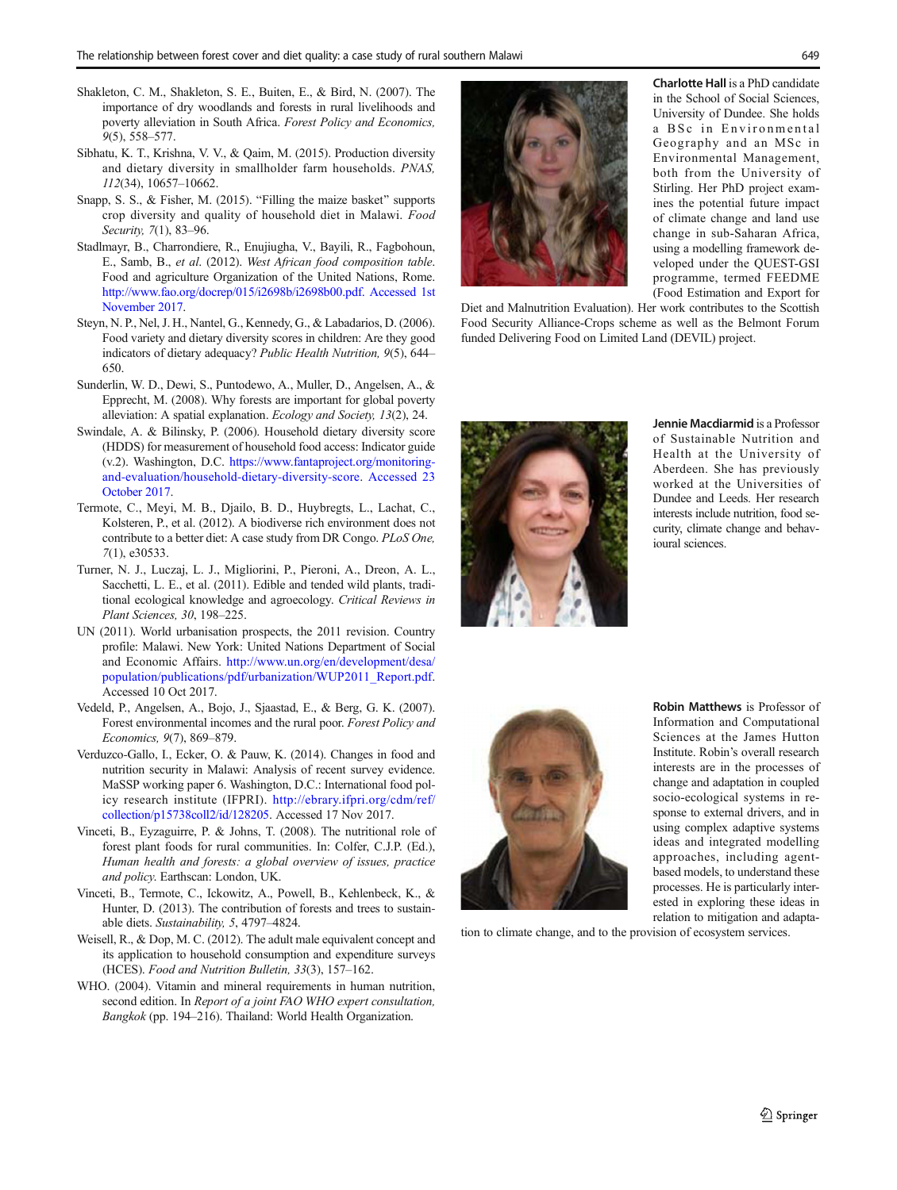Shakleton, C. M., Shakleton, S. E., Buiten, E., & Bird, N. (2007). The importance of dry woodlands and forests in rural livelihoods and poverty alleviation in South Africa. *Forest Policy and Economics, 9*(5), 558–577.

Sibhatu, K. T., Krishna, V. V., & Qaim, M. (2015). Production diversity and dietary diversity in smallholder farm households. *PNAS, 112*(34), 10657–10662.

Snapp, S. S., & Fisher, M. (2015). "Filling the maize basket" supports crop diversity and quality of household diet in Malawi. *Food Security, 7*(1), 83–96.

Stadlmayr, B., Charrondiere, R., Enujiugha, V., Bayili, R., Fagbohoun, E., Samb, B., *et al.* (2012). *West African food composition table*. Food and agriculture Organization of the United Nations, Rome. http://www.fao.org/docrep/015/i2698b/i2698b00.pdf. Accessed 1st November 2017.

Steyn, N. P., Nel, J. H., Nantel, G., Kennedy, G., & Labadarios, D. (2006). Food variety and dietary diversity scores in children: Are they good indicators of dietary adequacy? *Public Health Nutrition, 9*(5), 644–650.

Sunderlin, W. D., Dewi, S., Puntodewo, A., Muller, D., Angelsen, A., & Epprecht, M. (2008). Why forests are important for global poverty alleviation: A spatial explanation. *Ecology and Society, 13*(2), 24.

Swindale, A. & Bilinsky, P. (2006). Household dietary diversity score (HDDS) for measurement of household food access: Indicator guide (v.2). Washington, D.C. https://www.fantaproject.org/monitoring-and-evaluation/household-dietary-diversity-score. Accessed 23 October 2017.

Termote, C., Meyi, M. B., Djailo, B. D., Huybregts, L., Lachat, C., Kolsteren, P., et al. (2012). A biodiverse rich environment does not contribute to a better diet: A case study from DR Congo. *PLoS One, 7*(1), e30533.

Turner, N. J., Luczaj, L. J., Migliorini, P., Pieroni, A., Dreon, A. L., Sacchetti, L. E., et al. (2011). Edible and tended wild plants, traditional ecological knowledge and agroecology. *Critical Reviews in Plant Sciences, 30*, 198–225.

UN (2011). World urbanisation prospects, the 2011 revision. Country profile: Malawi. New York: United Nations Department of Social and Economic Affairs. http://www.un.org/en/development/desa/population/publications/pdf/urbanization/WUP2011_Report.pdf. Accessed 10 Oct 2017.

Vedeld, P., Angelsen, A., Bojo, J., Sjaastad, E., & Berg, G. K. (2007). Forest environmental incomes and the rural poor. *Forest Policy and Economics, 9*(7), 869–879.

Verduzco-Gallo, I., Ecker, O. & Pauw, K. (2014). Changes in food and nutrition security in Malawi: Analysis of recent survey evidence. MaSSP working paper 6. Washington, D.C.: International food policy research institute (IFPRI). http://ebrary.ifpri.org/cdm/ref/collection/p15738coll2/id/128205. Accessed 17 Nov 2017.

Vinceti, B., Eyzaguirre, P. & Johns, T. (2008). The nutritional role of forest plant foods for rural communities. In: Colfer, C.J.P. (Ed.), *Human health and forests: a global overview of issues, practice and policy.* Earthscan: London, UK.

Vinceti, B., Termote, C., Ickowitz, A., Powell, B., Kehlenbeck, K., & Hunter, D. (2013). The contribution of forests and trees to sustainable diets. *Sustainability, 5*, 4797–4824.

Weisell, R., & Dop, M. C. (2012). The adult male equivalent concept and its application to household consumption and expenditure surveys (HCES). *Food and Nutrition Bulletin, 33*(3), 157–162.

WHO. (2004). Vitamin and mineral requirements in human nutrition, second edition. In *Report of a joint FAO WHO expert consultation, Bangkok* (pp. 194–216). Thailand: World Health Organization.

**Charlotte Hall** is a PhD candidate in the School of Social Sciences, University of Dundee. She holds a BSc in Environmental Geography and an MSc in Environmental Management, both from the University of Stirling. Her PhD project examines the potential future impact of climate change and land use change in sub-Saharan Africa, using a modelling framework developed under the QUEST-GSI programme, termed FEEDME (Food Estimation and Export for Diet and Malnutrition Evaluation). Her work contributes to the Scottish Food Security Alliance-Crops scheme as well as the Belmont Forum funded Delivering Food on Limited Land (DEVIL) project.

**Jennie Macdiarmid** is a Professor of Sustainable Nutrition and Health at the University of Aberdeen. She has previously worked at the Universities of Dundee and Leeds. Her research interests include nutrition, food security, climate change and behavioural sciences.

**Robin Matthews** is Professor of Information and Computational Sciences at the James Hutton Institute. Robin's overall research interests are in the processes of change and adaptation in coupled socio-ecological systems in response to external drivers, and in using complex adaptive systems ideas and integrated modelling approaches, including agent-based models, to understand these processes. He is particularly interested in exploring these ideas in relation to mitigation and adaptation to climate change, and to the provision of ecosystem services.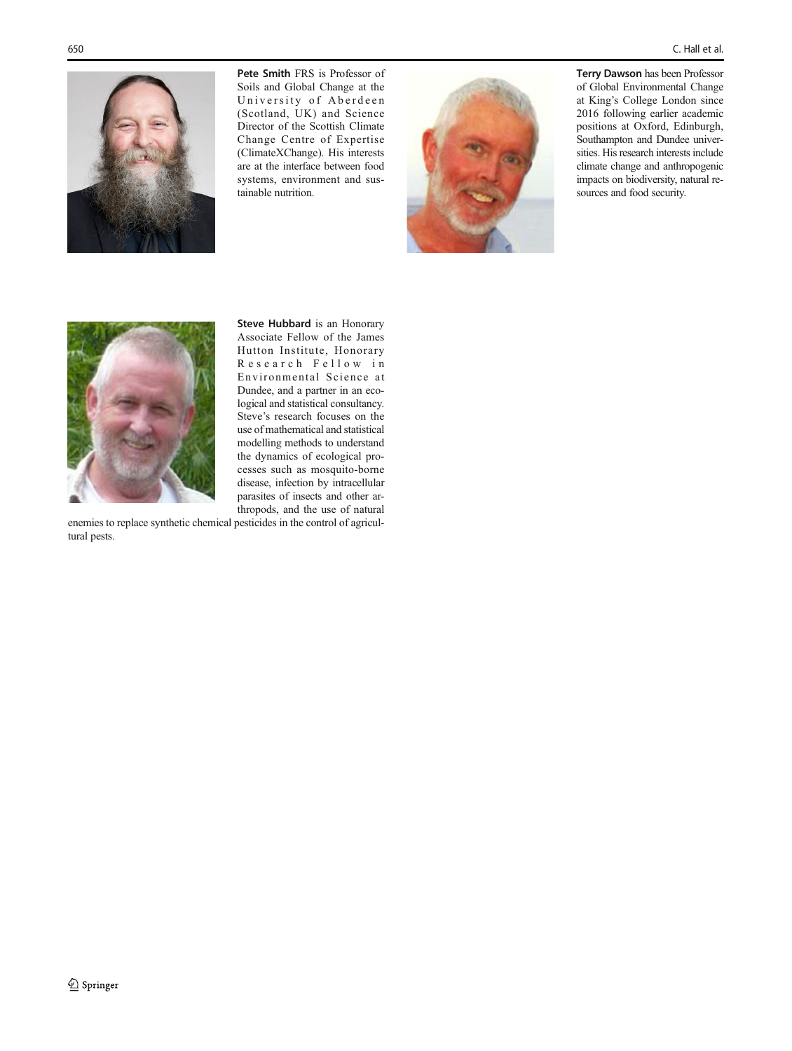**Pete Smith** FRS is Professor of Soils and Global Change at the University of Aberdeen (Scotland, UK) and Science Director of the Scottish Climate Change Centre of Expertise (ClimateXChange). His interests are at the interface between food systems, environment and sustainable nutrition.

**Terry Dawson** has been Professor of Global Environmental Change at King's College London since 2016 following earlier academic positions at Oxford, Edinburgh, Southampton and Dundee universities. His research interests include climate change and anthropogenic impacts on biodiversity, natural resources and food security.

**Steve Hubbard** is an Honorary Associate Fellow of the James Hutton Institute, Honorary Research Fellow in Environmental Science at Dundee, and a partner in an ecological and statistical consultancy. Steve's research focuses on the use of mathematical and statistical modelling methods to understand the dynamics of ecological processes such as mosquito-borne disease, infection by intracellular parasites of insects and other arthropods, and the use of natural enemies to replace synthetic chemical pesticides in the control of agricultural pests.